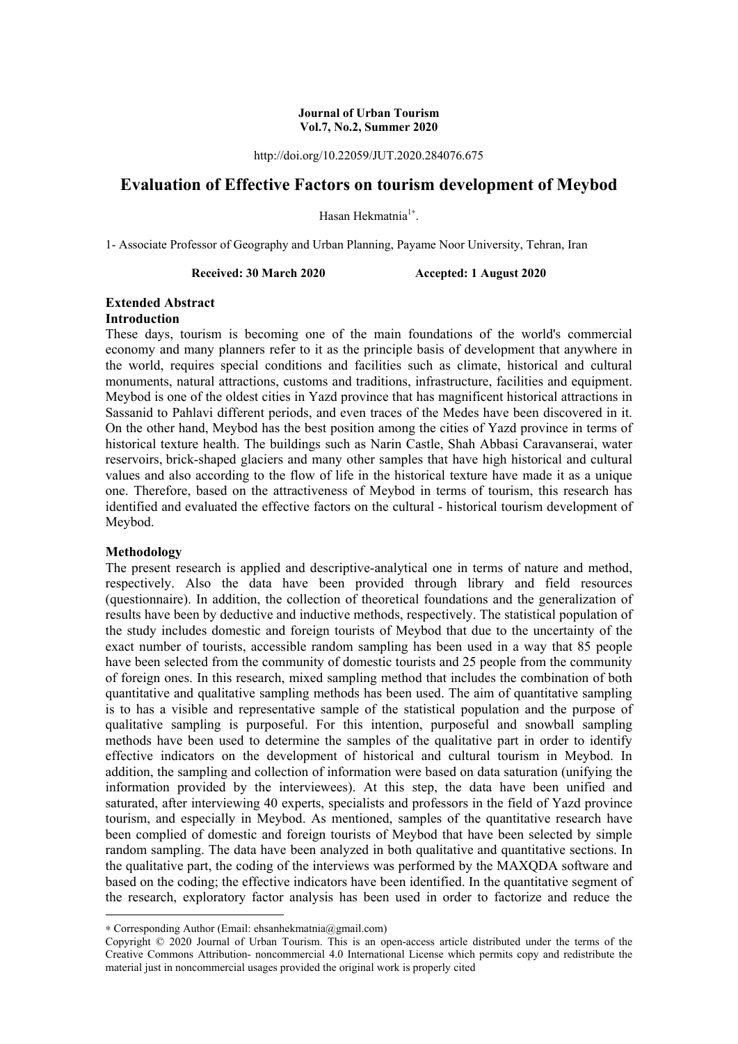**Journal of Urban Tourism**
**Vol.7, No.2, Summer 2020**

http://doi.org/10.22059/JUT.2020.284076.675

# Evaluation of Effective Factors on tourism development of Meybod

Hasan Hekmatnia[1*].

1- Associate Professor of Geography and Urban Planning, Payame Noor University, Tehran, Iran

**Received: 30 March 2020** **Accepted: 1 August 2020**

## Extended Abstract

### Introduction

These days, tourism is becoming one of the main foundations of the world's commercial economy and many planners refer to it as the principle basis of development that anywhere in the world, requires special conditions and facilities such as climate, historical and cultural monuments, natural attractions, customs and traditions, infrastructure, facilities and equipment. Meybod is one of the oldest cities in Yazd province that has magnificent historical attractions in Sassanid to Pahlavi different periods, and even traces of the Medes have been discovered in it. On the other hand, Meybod has the best position among the cities of Yazd province in terms of historical texture health. The buildings such as Narin Castle, Shah Abbasi Caravanserai, water reservoirs, brick-shaped glaciers and many other samples that have high historical and cultural values and also according to the flow of life in the historical texture have made it as a unique one. Therefore, based on the attractiveness of Meybod in terms of tourism, this research has identified and evaluated the effective factors on the cultural - historical tourism development of Meybod.

### Methodology

The present research is applied and descriptive-analytical one in terms of nature and method, respectively. Also the data have been provided through library and field resources (questionnaire). In addition, the collection of theoretical foundations and the generalization of results have been by deductive and inductive methods, respectively. The statistical population of the study includes domestic and foreign tourists of Meybod that due to the uncertainty of the exact number of tourists, accessible random sampling has been used in a way that 85 people have been selected from the community of domestic tourists and 25 people from the community of foreign ones. In this research, mixed sampling method that includes the combination of both quantitative and qualitative sampling methods has been used. The aim of quantitative sampling is to has a visible and representative sample of the statistical population and the purpose of qualitative sampling is purposeful. For this intention, purposeful and snowball sampling methods have been used to determine the samples of the qualitative part in order to identify effective indicators on the development of historical and cultural tourism in Meybod. In addition, the sampling and collection of information were based on data saturation (unifying the information provided by the interviewees). At this step, the data have been unified and saturated, after interviewing 40 experts, specialists and professors in the field of Yazd province tourism, and especially in Meybod. As mentioned, samples of the quantitative research have been complied of domestic and foreign tourists of Meybod that have been selected by simple random sampling. The data have been analyzed in both qualitative and quantitative sections. In the qualitative part, the coding of the interviews was performed by the MAXQDA software and based on the coding; the effective indicators have been identified. In the quantitative segment of the research, exploratory factor analysis has been used in order to factorize and reduce the

---

* Corresponding Author (Email: ehsanhekmatnia@gmail.com)

Copyright © 2020 Journal of Urban Tourism. This is an open-access article distributed under the terms of the Creative Commons Attribution- noncommercial 4.0 International License which permits copy and redistribute the material just in noncommercial usages provided the original work is properly cited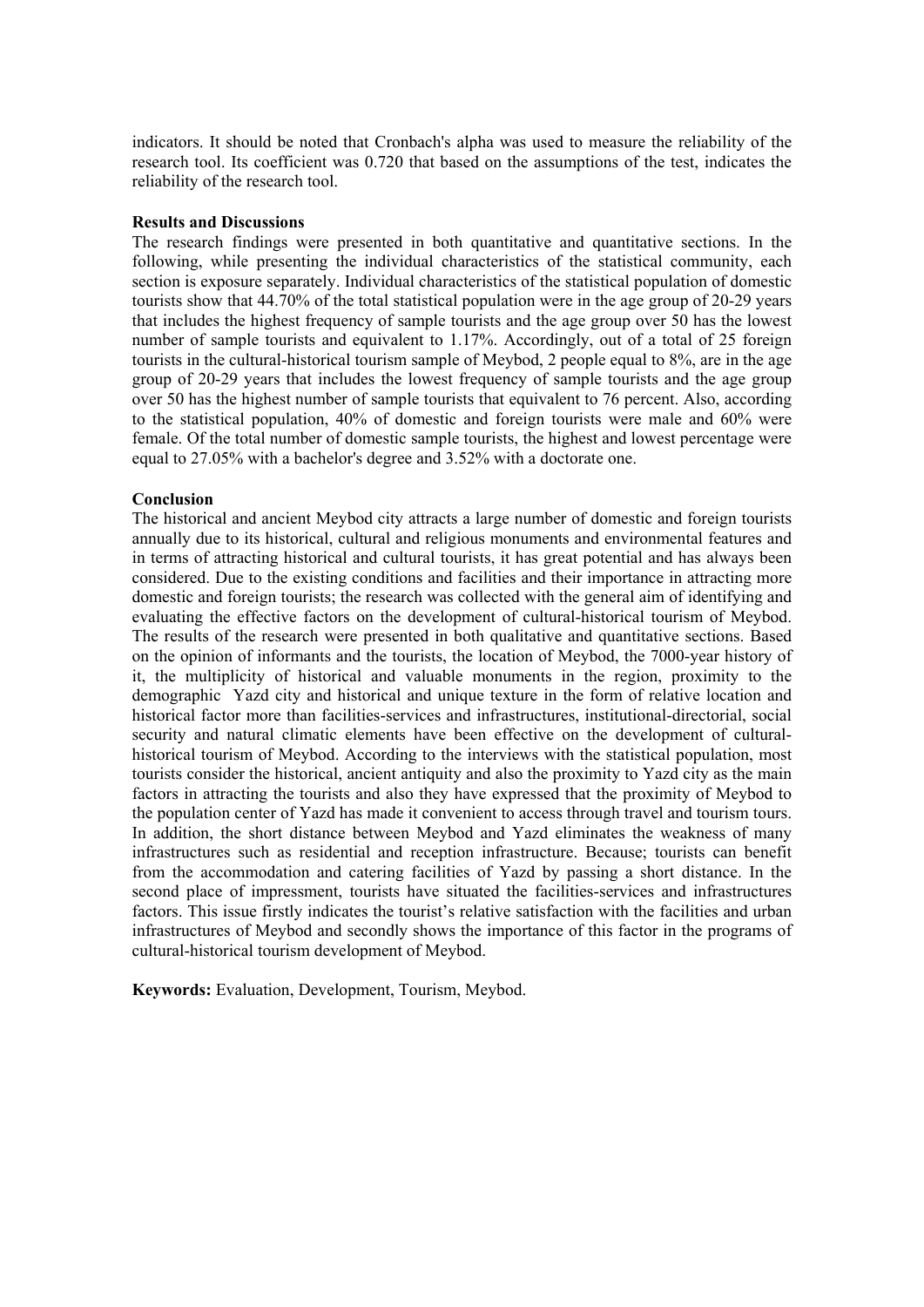indicators. It should be noted that Cronbach's alpha was used to measure the reliability of the research tool. Its coefficient was 0.720 that based on the assumptions of the test, indicates the reliability of the research tool.

**Results and Discussions**

The research findings were presented in both quantitative and quantitative sections. In the following, while presenting the individual characteristics of the statistical community, each section is exposure separately. Individual characteristics of the statistical population of domestic tourists show that 44.70% of the total statistical population were in the age group of 20-29 years that includes the highest frequency of sample tourists and the age group over 50 has the lowest number of sample tourists and equivalent to 1.17%. Accordingly, out of a total of 25 foreign tourists in the cultural-historical tourism sample of Meybod, 2 people equal to 8%, are in the age group of 20-29 years that includes the lowest frequency of sample tourists and the age group over 50 has the highest number of sample tourists that equivalent to 76 percent. Also, according to the statistical population, 40% of domestic and foreign tourists were male and 60% were female. Of the total number of domestic sample tourists, the highest and lowest percentage were equal to 27.05% with a bachelor's degree and 3.52% with a doctorate one.

**Conclusion**

The historical and ancient Meybod city attracts a large number of domestic and foreign tourists annually due to its historical, cultural and religious monuments and environmental features and in terms of attracting historical and cultural tourists, it has great potential and has always been considered. Due to the existing conditions and facilities and their importance in attracting more domestic and foreign tourists; the research was collected with the general aim of identifying and evaluating the effective factors on the development of cultural-historical tourism of Meybod. The results of the research were presented in both qualitative and quantitative sections. Based on the opinion of informants and the tourists, the location of Meybod, the 7000-year history of it, the multiplicity of historical and valuable monuments in the region, proximity to the demographic Yazd city and historical and unique texture in the form of relative location and historical factor more than facilities-services and infrastructures, institutional-directorial, social security and natural climatic elements have been effective on the development of cultural-historical tourism of Meybod. According to the interviews with the statistical population, most tourists consider the historical, ancient antiquity and also the proximity to Yazd city as the main factors in attracting the tourists and also they have expressed that the proximity of Meybod to the population center of Yazd has made it convenient to access through travel and tourism tours. In addition, the short distance between Meybod and Yazd eliminates the weakness of many infrastructures such as residential and reception infrastructure. Because; tourists can benefit from the accommodation and catering facilities of Yazd by passing a short distance. In the second place of impressment, tourists have situated the facilities-services and infrastructures factors. This issue firstly indicates the tourist's relative satisfaction with the facilities and urban infrastructures of Meybod and secondly shows the importance of this factor in the programs of cultural-historical tourism development of Meybod.

**Keywords:** Evaluation, Development, Tourism, Meybod.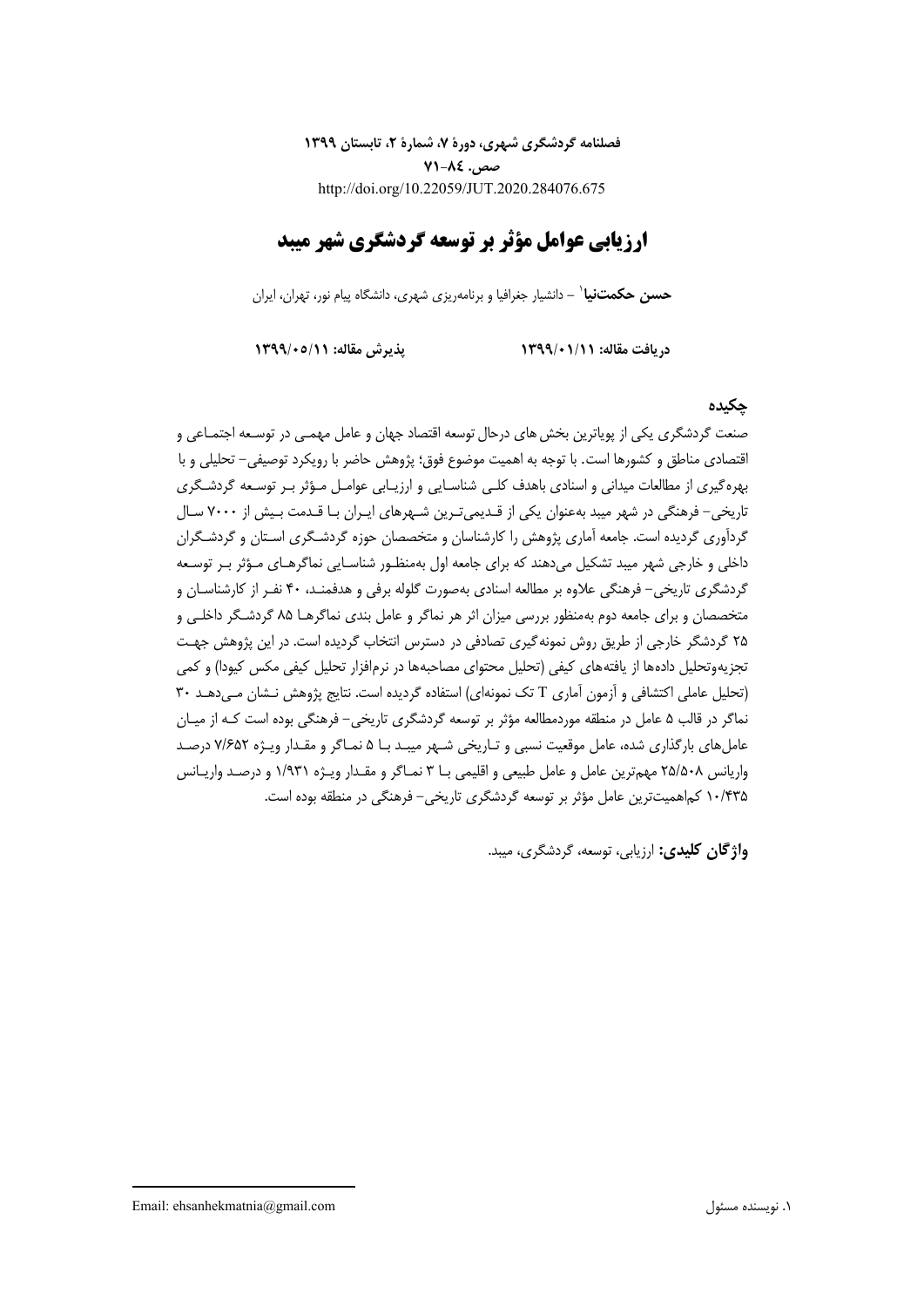فصلنامه گردشگری شهری، دورهٔ ۷، شمارهٔ ۲، تابستان ۱۳۹۹

صص. ۸۴-۷۱

http://doi.org/10.22059/JUT.2020.284076.675

# ارزیابی عوامل مؤثر بر توسعه گردشگری شهر میبد

**حسن حکمت‌نیا**[1] – دانشیار جغرافیا و برنامه‌ریزی شهری، دانشگاه پیام نور، تهران، ایران

**دریافت مقاله: ۱۳۹۹/۰۱/۱۱** **پذیرش مقاله: ۱۳۹۹/۰۵/۱۱**

## چکیده

صنعت گردشگری یکی از پویاترین بخش‌های درحال توسعه اقتصاد جهان و عامل مهمی در توسعه اجتماعی و اقتصادی مناطق و کشورها است. با توجه به اهمیت موضوع فوق؛ پژوهش حاضر با رویکرد توصیفی- تحلیلی و با بهره‌گیری از مطالعات میدانی و اسنادی باهدف کلی شناسایی و ارزیابی عوامل مؤثر بر توسعه گردشگری تاریخی- فرهنگی در شهر میبد به‌عنوان یکی از قدیمی‌ترین شهرهای ایران با قدمت بیش از ۷۰۰۰ سال گردآوری گردیده است. جامعه آماری پژوهش را کارشناسان و متخصصان حوزه گردشگری استان و گردشگران داخلی و خارجی شهر میبد تشکیل می‌دهند که برای جامعه اول به‌منظور شناسایی نماگرهای مؤثر بر توسعه گردشگری تاریخی- فرهنگی علاوه بر مطالعه اسنادی به‌صورت گلوله برفی و هدفمند، ۴۰ نفر از کارشناسان و متخصصان و برای جامعه دوم به‌منظور بررسی میزان اثر هر نماگر و عامل بندی نماگرها ۸۵ گردشگر داخلی و ۲۵ گردشگر خارجی از طریق روش نمونه‌گیری تصادفی در دسترس انتخاب گردیده است. در این پژوهش جهت تجزیه‌وتحلیل داده‌ها از یافته‌های کیفی (تحلیل محتوای مصاحبه‌ها در نرم‌افزار تحلیل کیفی مکس کیودا) و کمی (تحلیل عاملی اکتشافی و آزمون آماری T تک نمونه‌ای) استفاده گردیده است. نتایج پژوهش نشان می‌دهد ۳۰ نماگر در قالب ۵ عامل در منطقه موردمطالعه مؤثر بر توسعه گردشگری تاریخی- فرهنگی بوده است که از میان عامل‌های بارگذاری شده، عامل موقعیت نسبی و تاریخی شهر میبد با ۵ نماگر و مقدار ویژه ۷/۶۵۲ درصد واریانس ۲۵/۵۰۸ مهم‌ترین عامل و عامل طبیعی و اقلیمی با ۳ نماگر و مقدار ویژه ۱/۹۳۱ و درصد واریانس ۱۰/۴۳۵ کم‌اهمیت‌ترین عامل مؤثر بر توسعه گردشگری تاریخی- فرهنگی در منطقه بوده است.

**واژگان کلیدی:** ارزیابی، توسعه، گردشگری، میبد.

---

[1] نویسنده مسئول — Email: ehsanhekmatnia@gmail.com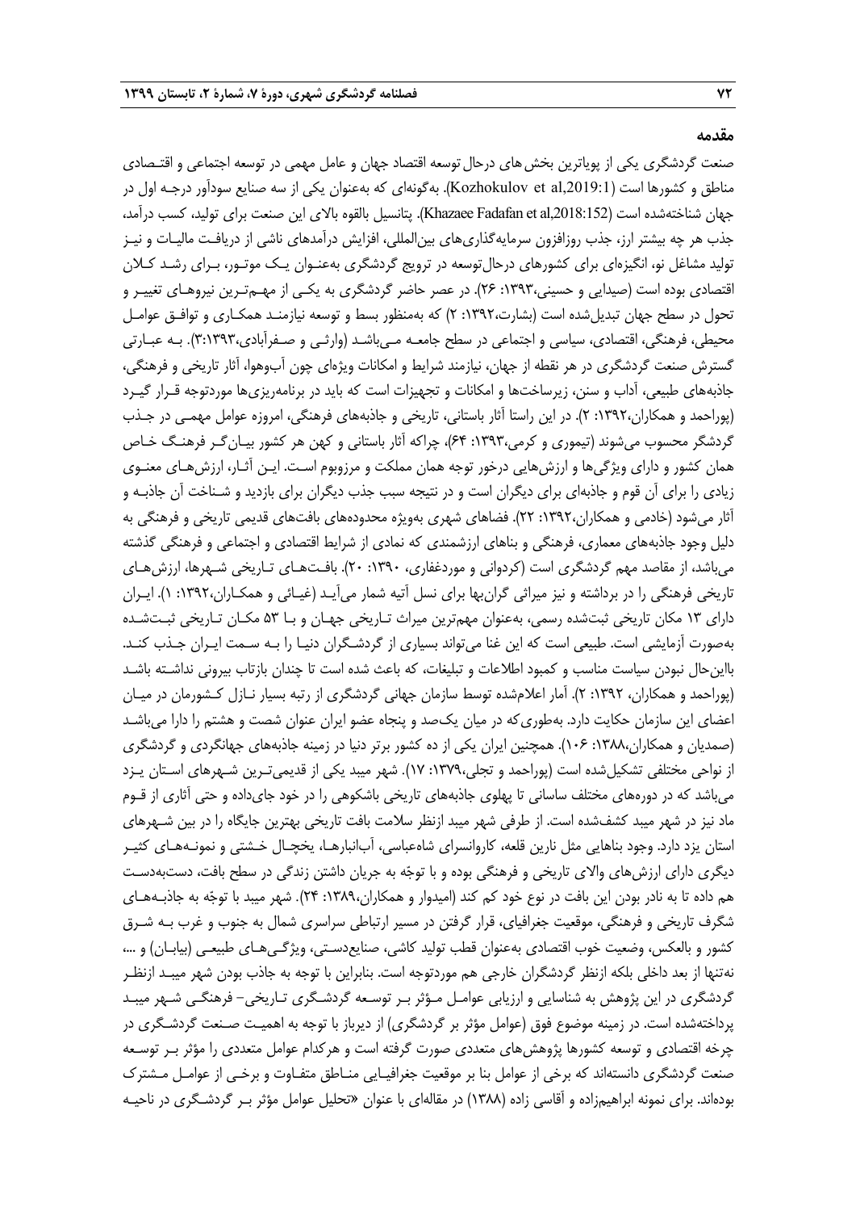## مقدمه

صنعت گردشگری یکی از پویاترین بخش‌های درحال توسعه اقتصاد جهان و عامل مهمی در توسعه اجتماعی و اقتصادی مناطق و کشورها است (Kozhokulov et al,2019:1). به‌گونه‌ای که به‌عنوان یکی از سه صنایع سودآور درجه اول در جهان شناخته‌شده است (Khazaee Fadafan et al,2018:152). پتانسیل بالقوه بالای این صنعت برای تولید، کسب درآمد، جذب هر چه بیشتر ارز، جذب روزافزون سرمایه‌گذاری‌های بین‌المللی، افزایش درآمدهای ناشی از دریافت مالیات و نیز تولید مشاغل نو، انگیزه‌ای برای کشورهای درحال‌توسعه در ترویج گردشگری به‌عنوان یک موتور، برای رشد کلان اقتصادی بوده است (صیدایی و حسینی،۱۳۹۳: ۲۶). در عصر حاضر گردشگری به یکی از مهم‌ترین نیروهای تغییر و تحول در سطح جهان تبدیل‌شده است (بشارت،۱۳۹۲: ۲) که به‌منظور بسط و توسعه نیازمند همکاری و توافق عوامل محیطی، فرهنگی، اقتصادی، سیاسی و اجتماعی در سطح جامعه می‌باشد (وارثی و صفرآبادی،۱۳۹۳:۳). به عبارتی گسترش صنعت گردشگری در هر نقطه از جهان، نیازمند شرایط و امکانات ویژه‌ای چون آب‌وهوا، آثار تاریخی و فرهنگی، جاذبه‌های طبیعی، آداب و سنن، زیرساخت‌ها و امکانات و تجهیزات است که باید در برنامه‌ریزی‌ها موردتوجه قرار گیرد (پوراحمد و همکاران،۱۳۹۲: ۲). در این راستا آثار باستانی، تاریخی و جاذبه‌های فرهنگی، امروزه عوامل مهمی در جذب گردشگر محسوب می‌شوند (تیموری و کرمی،۱۳۹۳: ۶۴)، چراکه آثار باستانی و کهن هر کشور بیان‌گر فرهنگ خاص همان کشور و دارای ویژگی‌ها و ارزش‌هایی درخور توجه همان مملکت و مرزوبوم است. این آثار، ارزش‌های معنوی زیادی را برای آن قوم و جاذبه‌ای برای دیگران است و در نتیجه سبب جذب دیگران برای بازدید و شناخت آن جاذبه و آثار می‌شود (خادمی و همکاران،۱۳۹۲: ۲۲). فضاهای شهری به‌ویژه محدوده‌های بافت‌های قدیمی تاریخی و فرهنگی به دلیل وجود جاذبه‌های معماری، فرهنگی و بناهای ارزشمندی که نمادی از شرایط اقتصادی و اجتماعی و فرهنگی گذشته می‌باشد، از مقاصد مهم گردشگری است (کردوانی و موردغفاری، ۱۳۹۰: ۲۰). بافت‌های تاریخی شهرها، ارزش‌های تاریخی فرهنگی را در برداشته و نیز میراثی گران‌بها برای نسل آتیه شمار می‌آید (غیائی و همکاران،۱۳۹۲: ۱). ایران دارای ۱۳ مکان تاریخی ثبت‌شده رسمی، به‌عنوان مهم‌ترین میراث تاریخی جهان و با ۵۳ مکان تاریخی ثبت‌شده به‌صورت آزمایشی است. طبیعی است که این غنا می‌تواند بسیاری از گردشگران دنیا را به سمت ایران جذب کند. بااین‌حال نبودن سیاست مناسب و کمبود اطلاعات و تبلیغات، که باعث شده است تا چندان بازتاب بیرونی نداشته باشد (پوراحمد و همکاران، ۱۳۹۲: ۲). آمار اعلام‌شده توسط سازمان جهانی گردشگری از رتبه بسیار نازل کشورمان در میان اعضای این سازمان حکایت دارد. به‌طوری‌که در میان یک‌صد و پنجاه عضو ایران عنوان شصت و هشتم را دارا می‌باشد (صمدیان و همکاران،۱۳۸۸: ۱۰۶). همچنین ایران یکی از ده کشور برتر دنیا در زمینه جاذبه‌های جهانگردی و گردشگری از نواحی مختلفی تشکیل‌شده است (پوراحمد و تجلی،۱۳۷۹: ۱۷). شهر میبد یکی از قدیمی‌ترین شهرهای استان یزد می‌باشد که در دوره‌های مختلف ساسانی تا پهلوی جاذبه‌های تاریخی باشکوهی را در خود جای‌داده و حتی آثاری از قوم ماد نیز در شهر میبد کشف‌شده است. از طرفی شهر میبد ازنظر سلامت بافت تاریخی بهترین جایگاه را در بین شهرهای استان یزد دارد. وجود بناهایی مثل نارین قلعه، کاروانسرای شاه‌عباسی، آب‌انبارها، یخچال خشتی و نمونه‌های کثیر دیگری دارای ارزش‌های والای تاریخی و فرهنگی بوده و با توجّه به جریان داشتن زندگی در سطح بافت، دست‌به‌دست هم داده تا به نادر بودن این بافت در نوع خود کم کند (امیدوار و همکاران،۱۳۸۹: ۲۴). شهر میبد با توجّه به جاذبه‌های شگرف تاریخی و فرهنگی، موقعیت جغرافیای، قرار گرفتن در مسیر ارتباطی سراسری شمال به جنوب و غرب به شرق کشور و بالعکس، وضعیت خوب اقتصادی به‌عنوان قطب تولید کاشی، صنایع‌دستی، ویژگی‌های طبیعی (بیابان) و ...، نه‌تنها از بعد داخلی بلکه ازنظر گردشگران خارجی هم موردتوجه است. بنابراین با توجه به جاذب بودن شهر میبد ازنظر گردشگری در این پژوهش به شناسایی و ارزیابی عوامل مؤثر بر توسعه گردشگری تاریخی- فرهنگی شهر میبد پرداخته‌شده است. در زمینه موضوع فوق (عوامل مؤثر بر گردشگری) از دیرباز با توجه به اهمیت صنعت گردشگری در چرخه اقتصادی و توسعه کشورها پژوهش‌های متعددی صورت گرفته است و هرکدام عوامل متعددی را مؤثر بر توسعه صنعت گردشگری دانسته‌اند که برخی از عوامل بنا بر موقعیت جغرافیایی مناطق متفاوت و برخی از عوامل مشترک بوده‌اند. برای نمونه ابراهیم‌زاده و آقاسی زاده (۱۳۸۸) در مقاله‌ای با عنوان «تحلیل عوامل مؤثر بر گردشگری در ناحیه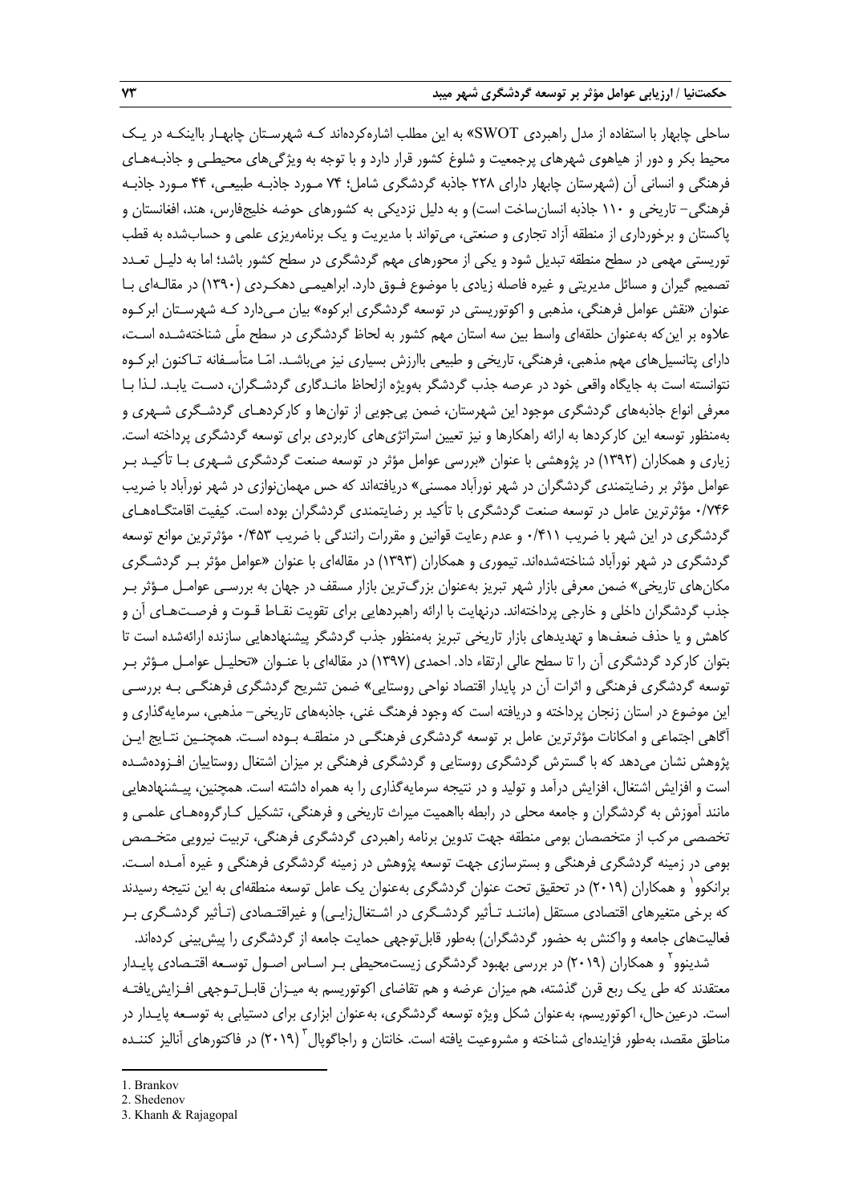ساحلی چابهار با استفاده از مدل راهبردی «SWOT» به این مطلب اشاره‌کرده‌اند کـه شهرسـتان چابهـار بااینکـه در یـک محیط بکر و دور از هیاهوی شهرهای پرجمعیت و شلوغ کشور قرار دارد و با توجه به ویژگی‌های محیطـی و جاذبـه‌هـای فرهنگی و انسانی آن (شهرستان چابهار دارای ۲۲۸ جاذبه گردشگری شامل؛ ۷۴ مـورد جاذبـه طبیعـی، ۴۴ مـورد جاذبـه فرهنگی- تاریخی و ۱۱۰ جاذبه انسان‌ساخت است) و به دلیل نزدیکی به کشورهای حوضه خلیج‌فارس، هند، افغانستان و پاکستان و برخورداری از منطقه آزاد تجاری و صنعتی، می‌تواند با مدیریت و یک برنامه‌ریزی علمی و حساب‌شده به قطب توریستی مهمی در سطح منطقه تبدیل شود و یکی از محورهای مهم گردشگری در سطح کشور باشد؛ اما به دلیـل تعـدد تصمیم گیران و مسائل مدیریتی و غیره فاصله زیادی با موضوع فـوق دارد. ابراهیمـی دهکـردی (۱۳۹۰) در مقالـه‌ای بـا عنوان «نقش عوامل فرهنگی، مذهبی و اکوتوریستی در توسعه گردشگری ابرکوه» بیان مـی‌دارد کـه شهرسـتان ابرکـوه علاوه بر این‌که به‌عنوان حلقه‌ای واسط بین سه استان مهم کشور به لحاظ گردشگری در سطح ملّی شناخته‌شـده اسـت، دارای پتانسیل‌های مهم مذهبی، فرهنگی، تاریخی و طبیعی باارزش بسیاری نیز می‌باشـد. امّـا متأسـفانه تـاکنون ابرکـوه نتوانسته است به جایگاه واقعی خود در عرصه جذب گردشگر به‌ویژه ازلحاظ مانـدگاری گردشـگران، دسـت یابـد. لـذا بـا معرفی انواع جاذبه‌های گردشگری موجود این شهرستان، ضمن پی‌جویی از توان‌ها و کارکردهـای گردشـگری شـهری و به‌منظور توسعه این کارکردها به ارائه راهکارها و نیز تعیین استراتژی‌های کاربردی برای توسعه گردشگری پرداخته است. زیاری و همکاران (۱۳۹۲) در پژوهشی با عنوان «بررسی عوامل مؤثر در توسعه صنعت گردشگری شـهری بـا تأکیـد بـر عوامل مؤثر بر رضایتمندی گردشگران در شهر نورآباد ممسنی» دریافته‌اند که حس مهمان‌نوازی در شهر نورآباد با ضریب ۰/۷۴۶ مؤثرترین عامل در توسعه صنعت گردشگری با تأکید بر رضایتمندی گردشگران بوده است. کیفیت اقامتگـاه‌هـای گردشگری در این شهر با ضریب ۰/۴۱۱ و عدم رعایت قوانین و مقررات رانندگی با ضریب ۰/۴۵۳ مؤثرترین موانع توسعه گردشگری در شهر نورآباد شناخته‌شده‌اند. تیموری و همکاران (۱۳۹۳) در مقاله‌ای با عنوان «عوامل مؤثر بـر گردشـگری مکان‌های تاریخی» ضمن معرفی بازار شهر تبریز به‌عنوان بزرگ‌ترین بازار مسقف در جهان به بررسـی عوامـل مـؤثر بـر جذب گردشگران داخلی و خارجی پرداخته‌اند. درنهایت با ارائه راهبردهایی برای تقویت نقـاط قـوت و فرصـت‌هـای آن و کاهش و یا حذف ضعف‌ها و تهدیدهای بازار تاریخی تبریز به‌منظور جذب گردشگر پیشنهادهایی سازنده ارائه‌شده است تا بتوان کارکرد گردشگری آن را تا سطح عالی ارتقاء داد. احمدی (۱۳۹۷) در مقاله‌ای با عنـوان «تحلیـل عوامـل مـؤثر بـر توسعه گردشگری فرهنگی و اثرات آن در پایدار اقتصاد نواحی روستایی» ضمن تشریح گردشگری فرهنگـی بـه بررسـی این موضوع در استان زنجان پرداخته و دریافته است که وجود فرهنگ غنی، جاذبه‌های تاریخی- مذهبی، سرمایه‌گذاری و آگاهی اجتماعی و امکانات مؤثرترین عامل بر توسعه گردشگری فرهنگـی در منطقـه بـوده اسـت. همچنـین نتـایج ایـن پژوهش نشان می‌دهد که با گسترش گردشگری روستایی و گردشگری فرهنگی بر میزان اشتغال روستاییان افـزوده‌شـده است و افزایش اشتغال، افزایش درآمد و تولید و در نتیجه سرمایه‌گذاری را به همراه داشته است. همچنین، پیـشنهادهایی مانند آموزش به گردشگران و جامعه محلی در رابطه بااهمیت میراث تاریخی و فرهنگی، تشکیل کـارگروه‌هـای علمـی و تخصصی مرکب از متخصصان بومی منطقه جهت تدوین برنامه راهبردی گردشگری فرهنگی، تربیت نیرویی متخـصص بومی در زمینه گردشگری فرهنگی و بسترسازی جهت توسعه پژوهش در زمینه گردشگری فرهنگی و غیره آمـده اسـت. برانکوو[1] و همکاران (۲۰۱۹) در تحقیق تحت عنوان گردشگری به‌عنوان یک عامل توسعه منطقه‌ای به این نتیجه رسیدند که برخی متغیرهای اقتصادی مستقل (ماننـد تـأثیر گردشـگری در اشـتغال‌زایـی) و غیراقتـصادی (تـأثیر گردشـگری بـر فعالیت‌های جامعه و واکنش به حضور گردشگران) به‌طور قابل‌توجهی حمایت جامعه از گردشگری را پیش‌بینی کرده‌اند.

شدینوو[2] و همکاران (۲۰۱۹) در بررسی بهبود گردشگری زیست‌محیطی بـر اسـاس اصـول توسـعه اقتـصادی پایـدار معتقدند که طی یک ربع قرن گذشته، هم میزان عرضه و هم تقاضای اکوتوریسم به میـزان قابـل‌تـوجهی افـزایش‌یافتـه است. درعین‌حال، اکوتوریسم، به‌عنوان شکل ویژه توسعه گردشگری، به‌عنوان ابزاری برای دستیابی به توسـعه پایـدار در مناطق مقصد، به‌طور فزاینده‌ای شناخته و مشروعیت یافته است. خانتان و راجاگوپال[3] (۲۰۱۹) در فاکتورهای آنالیز کننـده

---

1. Brankov
2. Shedenov
3. Khanh & Rajagopal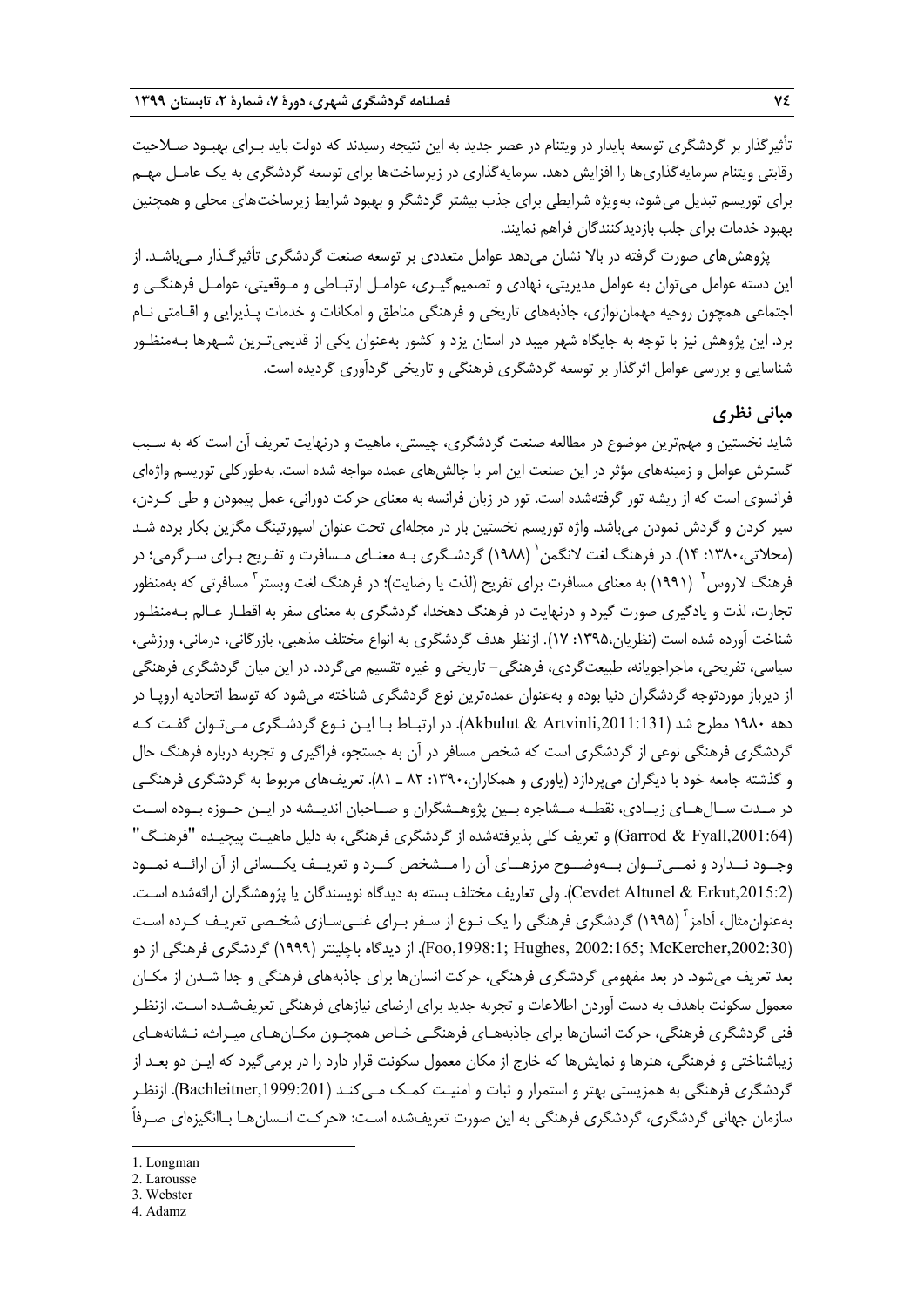تأثیرگذار بر گردشگری توسعه پایدار در ویتنام در عصر جدید به این نتیجه رسیدند که دولت باید بـرای بهبـود صـلاحیت رقابتی ویتنام سرمایه‌گذاری‌ها را افزایش دهد. سرمایه‌گذاری در زیرساخت‌ها برای توسعه گردشگری به یک عامـل مهـم برای توریسم تبدیل می‌شود، به‌ویژه شرایطی برای جذب بیشتر گردشگر و بهبود شرایط زیرساخت‌های محلی و همچنین بهبود خدمات برای جلب بازدیدکنندگان فراهم نمایند.

پژوهش‌های صورت گرفته در بالا نشان می‌دهد عوامل متعددی بر توسعه صنعت گردشگری تأثیرگـذار مـی‌باشـد. از این دسته عوامل می‌توان به عوامل مدیریتی، نهادی و تصمیم‌گیـری، عوامـل ارتبـاطی و مـوقعیتی، عوامـل فرهنگـی و اجتماعی همچون روحیه مهمان‌نوازی، جاذبه‌های تاریخی و فرهنگی مناطق و امکانات و خدمات پـذیرایی و اقـامتی نـام برد. این پژوهش نیز با توجه به جایگاه شهر میبد در استان یزد و کشور به‌عنوان یکی از قدیمی‌تـرین شـهرها بـه‌منظـور شناسایی و بررسی عوامل اثرگذار بر توسعه گردشگری فرهنگی و تاریخی گردآوری گردیده است.

## مبانی نظری

شاید نخستین و مهم‌ترین موضوع در مطالعه صنعت گردشگری، چیستی، ماهیت و درنهایت تعریف آن است که به سـبب گسترش عوامل و زمینه‌های مؤثر در این صنعت این امر با چالش‌های عمده مواجه شده است. به‌طورکلی توریسم واژه‌ای فرانسوی است که از ریشه تور گرفته‌شده است. تور در زبان فرانسه به معنای حرکت دورانی، عمل پیمودن و طی کـردن، سیر کردن و گردش نمودن می‌باشد. واژه توریسم نخستین بار در مجله‌ای تحت عنوان اسپورتینگ مگزین بکار برده شـد (محلاتی،۱۳۸۰: ۱۴). در فرهنگ لغت لانگمن[1] (۱۹۸۸) گردشـگری بـه معنـای مـسافرت و تفـریح بـرای سـرگرمی؛ در فرهنگ لاروس[2] (۱۹۹۱) به معنای مسافرت برای تفریح (لذت یا رضایت)؛ در فرهنگ لغت وبستر[3] مسافرتی که به‌منظور تجارت، لذت و یادگیری صورت گیرد و درنهایت در فرهنگ دهخدا، گردشگری به معنای سفر به اقطـار عـالم بـه‌منظـور شناخت آورده شده است (نظریان،۱۳۹۵: ۱۷). ازنظر هدف گردشگری به انواع مختلف مذهبی، بازرگانی، درمانی، ورزشی، سیاسی، تفریحی، ماجراجویانه، طبیعت‌گردی، فرهنگی- تاریخی و غیره تقسیم می‌گردد. در این میان گردشگری فرهنگی از دیرباز موردتوجه گردشگران دنیا بوده و به‌عنوان عمده‌ترین نوع گردشگری شناخته می‌شود که توسط اتحادیه اروپـا در دهه ۱۹۸۰ مطرح شد (Akbulut & Artvinli,2011:131). در ارتبـاط بـا ایـن نـوع گردشـگری مـی‌تـوان گفـت کـه گردشگری فرهنگی نوعی از گردشگری است که شخص مسافر در آن به جستجو، فراگیری و تجربه درباره فرهنگ حال و گذشته جامعه خود با دیگران می‌پردازد (یاوری و همکاران،۱۳۹۰: ۸۲ ـ ۸۱). تعریف‌های مربوط به گردشگری فرهنگـی در مـدت سـال‌هـای زیـادی، نقطـه مـشاجره بـین پژوهـشگران و صـاحبان اندیـشه در ایـن حـوزه بـوده اسـت (Garrod & Fyall,2001:64) و تعریف کلی پذیرفته‌شده از گردشگری فرهنگی، به دلیل ماهیـت پیچیـده "فرهنـگ" وجـود نـدارد و نمـی‌تـوان بـه‌وضـوح مرزهـای آن را مـشخص کـرد و تعریـف یکـسانی از آن ارائـه نمـود (Cevdet Altunel & Erkut,2015:2). ولی تعاریف مختلف بسته به دیدگاه نویسندگان یا پژوهشگران ارائه‌شده اسـت. به‌عنوان‌مثال، آدامز[4] (۱۹۹۵) گردشگری فرهنگی را یک نـوع از سـفر بـرای غنـی‌سـازی شخـصی تعریـف کـرده اسـت (Foo,1998:1; Hughes, 2002:165; McKercher,2002:30). از دیدگاه باچلینتر (۱۹۹۹) گردشگری فرهنگی از دو بعد تعریف می‌شود. در بعد مفهومی گردشگری فرهنگی، حرکت انسان‌ها برای جاذبه‌های فرهنگی و جدا شـدن از مکـان معمول سکونت باهدف به دست آوردن اطلاعات و تجربه جدید برای ارضای نیازهای فرهنگی تعریف‌شـده اسـت. ازنظـر فنی گردشگری فرهنگی، حرکت انسان‌ها برای جاذبه‌هـای فرهنگـی خـاص همچـون مکـان‌هـای میـراث، نـشانه‌هـای زیباشناختی و فرهنگی، هنرها و نمایش‌ها که خارج از مکان معمول سکونت قرار دارد را در برمی‌گیرد که ایـن دو بعـد از گردشگری فرهنگی به همزیستی بهتر و استمرار و ثبات و امنیـت کمـک مـی‌کنـد (Bachleitner,1999:201). ازنظـر سازمان جهانی گردشگری، گردشگری فرهنگی به این صورت تعریف‌شده اسـت: «حرکـت انـسان‌هـا بـاانگیزه‌ای صـرفاً

---

1. Longman
2. Larousse
3. Webster
4. Adamz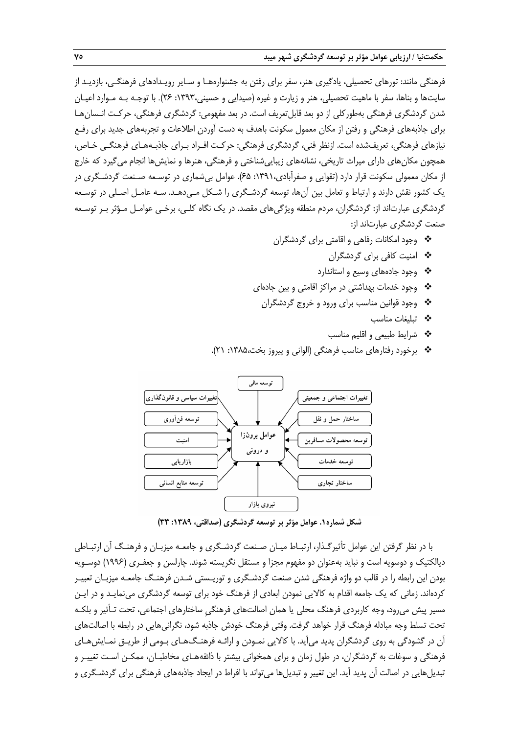فرهنگی مانند: تورهای تحصیلی، یادگیری هنر، سفر برای رفتن به جشنواره‌ها و سایر رویدادهای فرهنگی، بازدید از سایت‌ها و بناها، سفر با ماهیت تحصیلی، هنر و زیارت و غیره (صیدایی و حسینی،۱۳۹۳: ۲۶). با توجه به موارد اعیان شدن گردشگری فرهنگی به‌طورکلی از دو بعد قابل‌تعریف است. در بعد مفهومی: گردشگری فرهنگی، حرکت انسان‌ها برای جاذبه‌های فرهنگی و رفتن از مکان معمول سکونت باهدف به دست آوردن اطلاعات و تجربه‌های جدید برای رفع نیازهای فرهنگی، تعریف‌شده است. ازنظر فنی، گردشگری فرهنگی: حرکت افراد برای جاذبه‌های فرهنگی خاص، همچون مکان‌های دارای میراث تاریخی، نشانه‌های زیبایی‌شناختی و فرهنگی، هنرها و نمایش‌ها انجام می‌گیرد که خارج از مکان معمولی سکونت قرار دارد (تقوایی و صفرآبادی،۱۳۹۱: ۶۵). عوامل بی‌شماری در توسعه صنعت گردشگری در یک کشور نقش دارند و ارتباط و تعامل بین آن‌ها، توسعه گردشگری را شکل می‌دهد. سه عامل اصلی در توسعه گردشگری عبارت‌اند از: گردشگران، مردم منطقه ویژگی‌های مقصد. در یک نگاه کلی، برخی عوامل مؤثر بر توسعه صنعت گردشگری عبارت‌اند از:

- وجود امکانات رفاهی و اقامتی برای گردشگران
- امنیت کافی برای گردشگران
- وجود جاده‌های وسیع و استاندارد
- وجود خدمات بهداشتی در مراکز اقامتی و بین جاده‌ای
- وجود قوانین مناسب برای ورود و خروج گردشگران
- تبلیغات مناسب
- شرایط طبیعی و اقلیم مناسب
- برخورد رفتارهای مناسب فرهنگی (الوانی و پیروز بخت،۱۳۸۵: ۲۱).

عوامل برون‌زا و درونی: توسعه مالی – تغییرات اجتماعی و جمعیتی – ساختار حمل و نقل – توسعه محصولات مسافرین – توسعه خدمات – ساختار تجاری – نیروی بازار – توسعه منابع انسانی – بازاریابی – امنیت – توسعه فن‌آوری – تغییرات سیاسی و قانون‌گذاری

**شکل شماره۱. عوامل مؤثر بر توسعه گردشگری (صداقتی، ۱۳۸۹: ۳۳)**

با در نظر گرفتن این عوامل تأثیرگذار، ارتباط میان صنعت گردشگری و جامعه میزبان و فرهنگ آن ارتباطی دیالکتیک و دوسویه است و نباید به‌عنوان دو مفهوم مجزا و مستقل نگریسته شوند. چارلسن و جعفری (۱۹۹۶) دوسویه بودن این رابطه را در قالب دو واژه فرهنگی شدن صنعت گردشگری و توریستی شدن فرهنگ جامعه میزبان تعبیر کرده‌اند. زمانی که یک جامعه اقدام به کالایی نمودن ابعادی از فرهنگ خود برای توسعه گردشگری می‌نماید و در این مسیر پیش می‌رود، وجه کاربردی فرهنگ محلی یا همان اصالت‌های فرهنگی ساختارهای اجتماعی، تحت تأثیر و بلکه تحت تسلط وجه مبادله فرهنگ قرار خواهد گرفت. وقتی فرهنگ خودش جاذبه شود، نگرانی‌هایی در رابطه با اصالت‌های آن در گشودگی به روی گردشگران پدید می‌آید. با کالایی نمودن و ارائه فرهنگ‌های بومی از طریق نمایش‌های فرهنگی و سوغات به گردشگران، در طول زمان و برای همخوانی بیشتر با ذائقه‌های مخاطبان، ممکن است تغییر و تبدیل‌هایی در اصالت آن پدید آید. این تغییر و تبدیل‌ها می‌تواند با افراط در ایجاد جاذبه‌های فرهنگی برای گردشگری و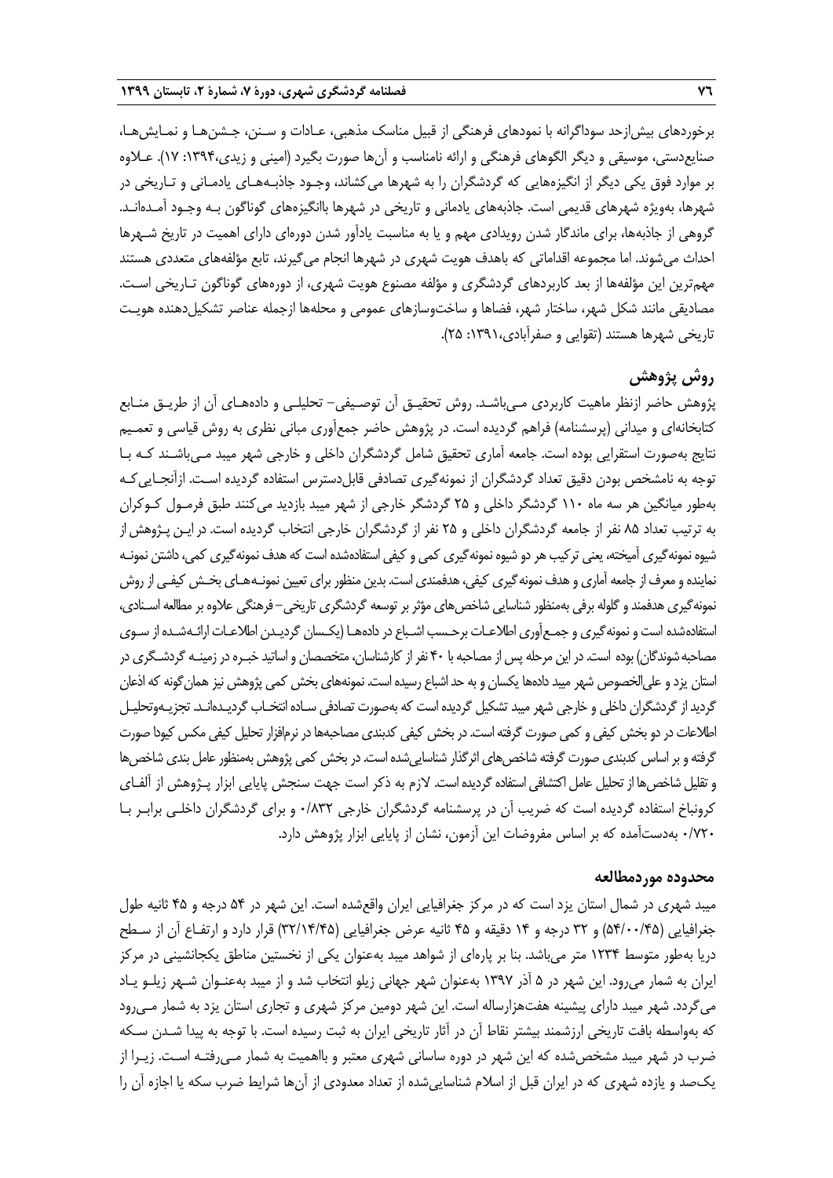برخوردهای بیش‌ازحد سوداگرانه با نمودهای فرهنگی از قبیل مناسک مذهبی، عادات و سنن، جشن‌ها و نمایش‌ها، صنایع‌دستی، موسیقی و دیگر الگوهای فرهنگی و ارائه نامناسب و آن‌ها صورت بگیرد (امینی و زیدی،۱۳۹۴: ۱۷). علاوه بر موارد فوق یکی دیگر از انگیزه‌هایی که گردشگران را به شهرها می‌کشاند، وجود جاذبه‌های یادمانی و تاریخی در شهرها، به‌ویژه شهرهای قدیمی است. جاذبه‌های یادمانی و تاریخی در شهرها باانگیزه‌های گوناگون به وجود آمده‌اند. گروهی از جاذبه‌ها، برای ماندگار شدن رویدادی مهم و یا به مناسبت یادآور شدن دوره‌ای دارای اهمیت در تاریخ شهرها احداث می‌شوند. اما مجموعه اقداماتی که باهدف هویت شهری در شهرها انجام می‌گیرند، تابع مؤلفه‌های متعددی هستند مهم‌ترین این مؤلفه‌ها از بعد کاربردهای گردشگری و مؤلفه مصنوع هویت شهری، از دوره‌های گوناگون تاریخی است. مصادیقی مانند شکل شهر، ساختار شهر، فضاها و ساخت‌وسازهای عمومی و محله‌ها ازجمله عناصر تشکیل‌دهنده هویت تاریخی شهرها هستند (تقوایی و صفرآبادی،۱۳۹۱: ۲۵).

## روش پژوهش

پژوهش حاضر ازنظر ماهیت کاربردی می‌باشد. روش تحقیق آن توصیفی- تحلیلی و داده‌های آن از طریق منابع کتابخانه‌ای و میدانی (پرسشنامه) فراهم گردیده است. در پژوهش حاضر جمع‌آوری مبانی نظری به روش قیاسی و تعمیم نتایج به‌صورت استقرایی بوده است. جامعه آماری تحقیق شامل گردشگران داخلی و خارجی شهر میبد می‌باشند که با توجه به نامشخص بودن دقیق تعداد گردشگران از نمونه‌گیری تصادفی قابل‌دسترس استفاده گردیده است. ازآنجایی‌که به‌طور میانگین هر سه ماه ۱۱۰ گردشگر داخلی و ۲۵ گردشگر خارجی از شهر میبد بازدید می‌کنند طبق فرمول کوکران به ترتیب تعداد ۸۵ نفر از جامعه گردشگران داخلی و ۲۵ نفر از گردشگران خارجی انتخاب گردیده است. در این پژوهش از شیوه نمونه‌گیری آمیخته، یعنی ترکیب هر دو شیوه نمونه‌گیری کمی و کیفی استفاده‌شده است که هدف نمونه‌گیری کمی، داشتن نمونه نماینده و معرف از جامعه آماری و هدف نمونه‌گیری کیفی، هدفمندی است. بدین منظور برای تعیین نمونه‌های بخش کیفی از روش نمونه‌گیری هدفمند و گلوله برفی به‌منظور شناسایی شاخص‌های مؤثر بر توسعه گردشگری تاریخی– فرهنگی علاوه بر مطالعه اسنادی، استفاده‌شده است و نمونه‌گیری و جمع‌آوری اطلاعات برحسب اشباع در داده‌ها (یکسان گردیدن اطلاعات ارائه‌شده از سوی مصاحبه‌شوندگان) بوده است. در این مرحله پس از مصاحبه با ۴۰ نفر از کارشناسان، متخصصان و اساتید خبره در زمینه گردشگری در استان یزد و علی‌الخصوص شهر میبد داده‌ها یکسان و به حد اشباع رسیده است. نمونه‌های بخش کمی پژوهش نیز همان‌گونه که اذعان گردید از گردشگران داخلی و خارجی شهر میبد تشکیل گردیده است که به‌صورت تصادفی ساده انتخاب گردیده‌اند. تجزیه‌وتحلیل اطلاعات در دو بخش کیفی و کمی صورت گرفته است. در بخش کیفی کدبندی مصاحبه‌ها در نرم‌افزار تحلیل کیفی مکس کیودا صورت گرفته و بر اساس کدبندی صورت گرفته شاخص‌های اثرگذار شناسایی‌شده است. در بخش کمی پژوهش به‌منظور عامل بندی شاخص‌ها و تقلیل شاخص‌ها از تحلیل عامل اکتشافی استفاده گردیده است. لازم به ذکر است جهت سنجش پایایی ابزار پژوهش از آلفای کرونباخ استفاده گردیده است که ضریب آن در پرسشنامه گردشگران خارجی ۰/۸۳۲ و برای گردشگران داخلی برابر با ۰/۷۲۰ به‌دست‌آمده که بر اساس مفروضات این آزمون، نشان از پایایی ابزار پژوهش دارد.

### محدوده موردمطالعه

میبد شهری در شمال استان یزد است که در مرکز جغرافیایی ایران واقع‌شده است. این شهر در ۵۴ درجه و ۴۵ ثانیه طول جغرافیایی (۵۴/۰۰/۴۵) و ۳۲ درجه و ۱۴ دقیقه و ۴۵ ثانیه عرض جغرافیایی (۳۲/۱۴/۴۵) قرار دارد و ارتفاع آن از سطح دریا به‌طور متوسط ۱۲۳۴ متر می‌باشد. بنا بر پاره‌ای از شواهد میبد به‌عنوان یکی از نخستین مناطق یکجانشینی در مرکز ایران به شمار می‌رود. این شهر در ۵ آذر ۱۳۹۷ به‌عنوان شهر جهانی زیلو انتخاب شد و از میبد به‌عنوان شهر زیلو یاد می‌گردد. شهر میبد دارای پیشینه هفت‌هزارساله است. این شهر دومین مرکز شهری و تجاری استان یزد به شمار می‌رود که به‌واسطه بافت تاریخی ارزشمند بیشتر نقاط آن در آثار تاریخی ایران به ثبت رسیده است. با توجه به پیدا شدن سکه ضرب در شهر میبد مشخص‌شده که این شهر در دوره ساسانی شهری معتبر و بااهمیت به شمار می‌رفته است. زیرا از یک‌صد و یازده شهری که در ایران قبل از اسلام شناسایی‌شده از تعداد معدودی از آن‌ها شرایط ضرب سکه یا اجازه آن را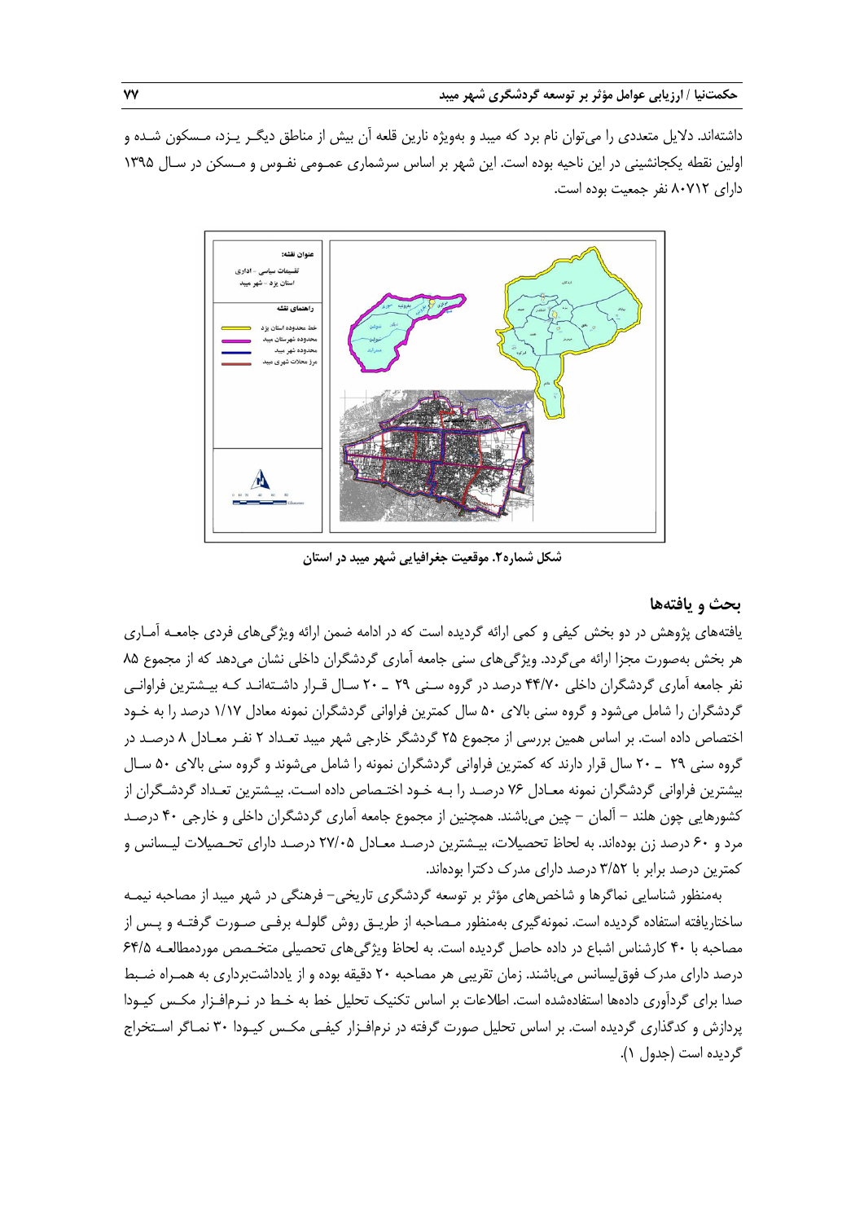داشته‌اند. دلایل متعددی را می‌توان نام برد که میبد و به‌ویژه نارین قلعه آن بیش از مناطق دیگر یزد، مسکون شده و اولین نقطه یکجانشینی در این ناحیه بوده است. این شهر بر اساس سرشماری عمومی نفوس و مسکن در سال ۱۳۹۵ دارای ۸۰۷۱۲ نفر جمعیت بوده است.

**شکل شماره۲. موقعیت جغرافیایی شهر میبد در استان**

## بحث و یافته‌ها

یافته‌های پژوهش در دو بخش کیفی و کمی ارائه گردیده است که در ادامه ضمن ارائه ویژگی‌های فردی جامعه آماری هر بخش به‌صورت مجزا ارائه می‌گردد. ویژگی‌های سنی جامعه آماری گردشگران داخلی نشان می‌دهد که از مجموع ۸۵ نفر جامعه آماری گردشگران داخلی ۴۴/۷۰ درصد در گروه سنی ۲۹ ـ ۲۰ سال قرار داشته‌اند که بیشترین فراوانی گردشگران را شامل می‌شود و گروه سنی بالای ۵۰ سال کمترین فراوانی گردشگران نمونه معادل ۱/۱۷ درصد را به خود اختصاص داده است. بر اساس همین بررسی از مجموع ۲۵ گردشگر خارجی شهر میبد تعداد ۲ نفر معادل ۸ درصد در گروه سنی ۲۹ ـ ۲۰ سال قرار دارند که کمترین فراوانی گردشگران نمونه را شامل می‌شوند و گروه سنی بالای ۵۰ سال بیشترین فراوانی گردشگران نمونه معادل ۷۶ درصد را به خود اختصاص داده است. بیشترین تعداد گردشگران از کشورهایی چون هلند – آلمان – چین می‌باشند. همچنین از مجموع جامعه آماری گردشگران داخلی و خارجی ۴۰ درصد مرد و ۶۰ درصد زن بوده‌اند. به لحاظ تحصیلات، بیشترین درصد معادل ۲۷/۰۵ درصد دارای تحصیلات لیسانس و کمترین درصد برابر با ۳/۵۲ درصد دارای مدرک دکترا بوده‌اند.

به‌منظور شناسایی نماگرها و شاخص‌های مؤثر بر توسعه گردشگری تاریخی– فرهنگی در شهر میبد از مصاحبه نیمه ساختاریافته استفاده گردیده است. نمونه‌گیری به‌منظور مصاحبه از طریق روش گلوله برفی صورت گرفته و پس از مصاحبه با ۴۰ کارشناس اشباع در داده حاصل گردیده است. به لحاظ ویژگی‌های تحصیلی متخصص موردمطالعه ۶۴/۵ درصد دارای مدرک فوق‌لیسانس می‌باشند. زمان تقریبی هر مصاحبه ۲۰ دقیقه بوده و از یادداشت‌برداری به همراه ضبط صدا برای گردآوری داده‌ها استفاده‌شده است. اطلاعات بر اساس تکنیک تحلیل خط به خط در نرم‌افزار مکس کیودا پردازش و کدگذاری گردیده است. بر اساس تحلیل صورت گرفته در نرم‌افزار کیفی مکس کیودا ۳۰ نماگر استخراج گردیده است (جدول ۱).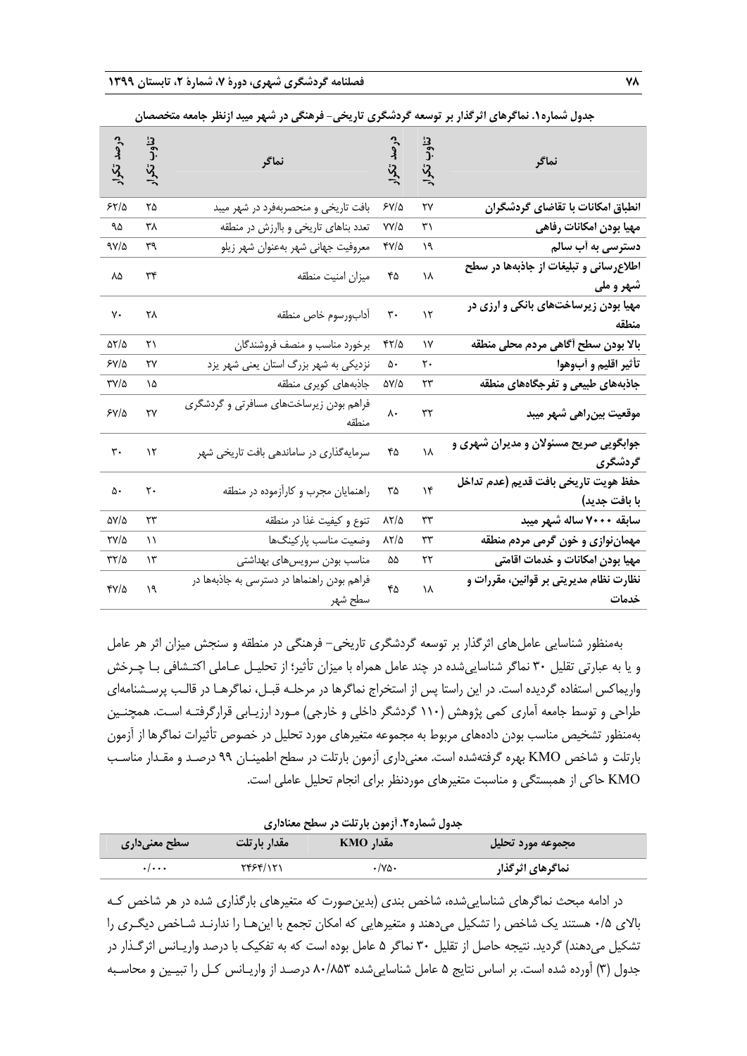جدول شماره۱. نماگرهای اثرگذار بر توسعه گردشگری تاریخی- فرهنگی در شهر میبد ازنظر جامعه متخصصان

| نماگر | تناوب تکرار | درصد تکرار | نماگر | تناوب تکرار | درصد تکرار |
|---|---|---|---|---|---|
| **انطباق امکانات با تقاضای گردشگران** | ۲۷ | ۶۷/۵ | بافت تاریخی و منحصربه‌فرد در شهر میبد | ۲۵ | ۶۲/۵ |
| **مهیا بودن امکانات رفاهی** | ۳۱ | ۷۷/۵ | تعدد بناهای تاریخی و باارزش در منطقه | ۳۸ | ۹۵ |
| **دسترسی به آب سالم** | ۱۹ | ۴۷/۵ | معروفیت جهانی شهر به‌عنوان شهر زیلو | ۳۹ | ۹۷/۵ |
| **اطلاع‌رسانی و تبلیغات از جاذبه‌ها در سطح شهر و ملی** | ۱۸ | ۴۵ | میزان امنیت منطقه | ۳۴ | ۸۵ |
| **مهیا بودن زیرساخت‌های بانکی و ارزی در منطقه** | ۱۲ | ۳۰ | آداب‌ورسوم خاص منطقه | ۲۸ | ۷۰ |
| **بالا بودن سطح آگاهی مردم محلی منطقه** | ۱۷ | ۴۲/۵ | برخورد مناسب و منصف فروشندگان | ۲۱ | ۵۲/۵ |
| **تأثیر اقلیم و آب‌وهوا** | ۲۰ | ۵۰ | نزدیکی به شهر بزرگ استان یعنی شهر یزد | ۲۷ | ۶۷/۵ |
| **جاذبه‌های طبیعی و تفرجگاه‌های منطقه** | ۲۳ | ۵۷/۵ | جاذبه‌های کویری منطقه | ۱۵ | ۳۷/۵ |
| **موقعیت بین‌راهی شهر میبد** | ۳۲ | ۸۰ | فراهم بودن زیرساخت‌های مسافرتی و گردشگری منطقه | ۲۷ | ۶۷/۵ |
| **جوابگویی صریح مسئولان و مدیران شهری و گردشگری** | ۱۸ | ۴۵ | سرمایه‌گذاری در ساماندهی بافت تاریخی شهر | ۱۲ | ۳۰ |
| **حفظ هویت تاریخی بافت قدیم (عدم تداخل با بافت جدید)** | ۱۴ | ۳۵ | راهنمایان مجرب و کارآزموده در منطقه | ۲۰ | ۵۰ |
| **سابقه ۷۰۰۰ ساله شهر میبد** | ۳۳ | ۸۲/۵ | تنوع و کیفیت غذا در منطقه | ۲۳ | ۵۷/۵ |
| **مهمان‌نوازی و خون گرمی مردم منطقه** | ۳۳ | ۸۲/۵ | وضعیت مناسب پارکینگ‌ها | ۱۱ | ۲۷/۵ |
| **مهیا بودن امکانات و خدمات اقامتی** | ۲۲ | ۵۵ | مناسب بودن سرویس‌های بهداشتی | ۱۳ | ۳۲/۵ |
| **نظارت نظام مدیریتی بر قوانین، مقررات و خدمات** | ۱۸ | ۴۵ | فراهم بودن راهنماها در دسترسی به جاذبه‌ها در سطح شهر | ۱۹ | ۴۷/۵ |

به‌منظور شناسایی عامل‌های اثرگذار بر توسعه گردشگری تاریخی- فرهنگی در منطقه و سنجش میزان اثر هر عامل و یا به عبارتی تقلیل ۳۰ نماگر شناسایی‌شده در چند عامل همراه با میزان تأثیر؛ از تحلیل عاملی اکتشافی با چرخش واریماکس استفاده گردیده است. در این راستا پس از استخراج نماگرها در مرحله قبل، نماگرها در قالب پرسشنامه‌ای طراحی و توسط جامعه آماری کمی پژوهش (۱۱۰ گردشگر داخلی و خارجی) مورد ارزیابی قرارگرفته است. همچنین به‌منظور تشخیص مناسب بودن داده‌های مربوط به مجموعه متغیرهای مورد تحلیل در خصوص تأثیرات نماگرها از آزمون بارتلت و شاخص KMO بهره گرفته‌شده است. معنی‌داری آزمون بارتلت در سطح اطمینان ۹۹ درصد و مقدار مناسب KMO حاکی از همبستگی و مناسبت متغیرهای موردنظر برای انجام تحلیل عاملی است.

جدول شماره۲. آزمون بارتلت در سطح معناداری

| مجموعه مورد تحلیل | مقدار KMO | مقدار بارتلت | سطح معنی‌داری |
|---|---|---|---|
| **نماگرهای اثرگذار** | ۰/۷۵۰ | ۲۴۶۴/۱۲۱ | ۰/۰۰۰ |

در ادامه مبحث نماگرهای شناسایی‌شده، شاخص بندی (بدین‌صورت که متغیرهای بارگذاری شده در هر شاخص که بالای ۰/۵ هستند یک شاخص را تشکیل می‌دهند و متغیرهایی که امکان تجمع با این‌ها را ندارند شاخص دیگری را تشکیل می‌دهند) گردید. نتیجه حاصل از تقلیل ۳۰ نماگر ۵ عامل بوده است که به تفکیک با درصد واریانس اثرگذار در جدول (۳) آورده شده است. بر اساس نتایج ۵ عامل شناسایی‌شده ۸۰/۸۵۳ درصد از واریانس کل را تبیین و محاسبه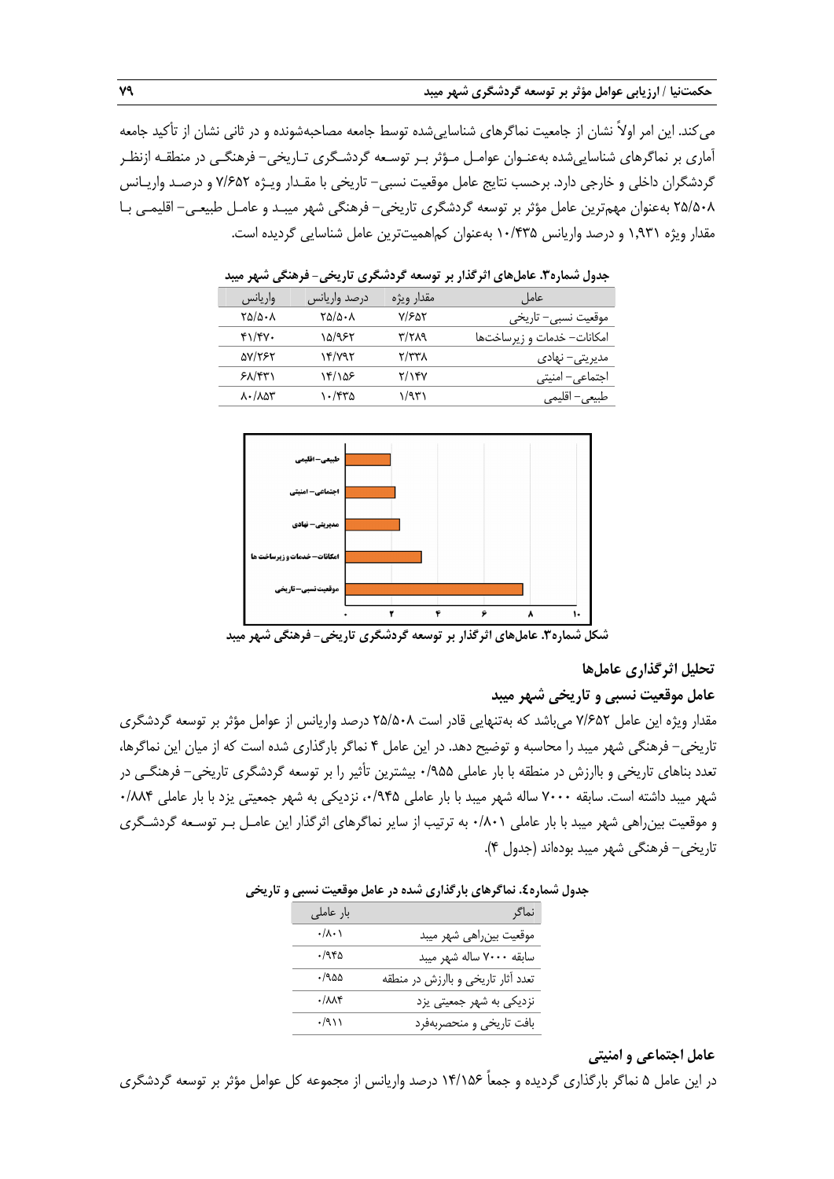می‌کند. این امر اولاً نشان از جامعیت نماگرهای شناسایی‌شده توسط جامعه مصاحبه‌شونده و در ثانی نشان از تأکید جامعه آماری بر نماگرهای شناسایی‌شده به‌عنوان عوامل مؤثر بر توسعه گردشگری تاریخی- فرهنگی در منطقه ازنظر گردشگران داخلی و خارجی دارد. برحسب نتایج عامل موقعیت نسبی- تاریخی با مقدار ویژه ۷/۶۵۲ و درصد واریانس ۲۵/۵۰۸ به‌عنوان مهم‌ترین عامل مؤثر بر توسعه گردشگری تاریخی- فرهنگی شهر میبد و عامل طبیعی- اقلیمی با مقدار ویژه ۱,۹۳۱ و درصد واریانس ۱۰/۴۳۵ به‌عنوان کم‌اهمیت‌ترین عامل شناسایی گردیده است.

**جدول شماره۳. عامل‌های اثرگذار بر توسعه گردشگری تاریخی- فرهنگی شهر میبد**

| عامل | مقدار ویژه | درصد واریانس | واریانس |
|---|---|---|---|
| موقعیت نسبی- تاریخی | ۷/۶۵۲ | ۲۵/۵۰۸ | ۲۵/۵۰۸ |
| امکانات- خدمات و زیرساخت‌ها | ۳/۲۸۹ | ۱۵/۹۶۲ | ۴۱/۴۷۰ |
| مدیریتی- نهادی | ۲/۳۳۸ | ۱۴/۷۹۲ | ۵۷/۲۶۲ |
| اجتماعی- امنیتی | ۲/۱۴۷ | ۱۴/۱۵۶ | ۶۸/۴۳۱ |
| طبیعی- اقلیمی | ۱/۹۳۱ | ۱۰/۴۳۵ | ۸۰/۸۵۳ |

**شکل شماره۳. عامل‌های اثرگذار بر توسعه گردشگری تاریخی- فرهنگی شهر میبد**

## تحلیل اثرگذاری عامل‌ها

### عامل موقعیت نسبی و تاریخی شهر میبد

مقدار ویژه این عامل ۷/۶۵۲ می‌باشد که به‌تنهایی قادر است ۲۵/۵۰۸ درصد واریانس از عوامل مؤثر بر توسعه گردشگری تاریخی- فرهنگی شهر میبد را محاسبه و توضیح دهد. در این عامل ۴ نماگر بارگذاری شده است که از میان این نماگرها، تعدد بناهای تاریخی و باارزش در منطقه با بار عاملی ۰/۹۵۵ بیشترین تأثیر را بر توسعه گردشگری تاریخی- فرهنگی در شهر میبد داشته است. سابقه ۷۰۰۰ ساله شهر میبد با بار عاملی ۰/۹۴۵، نزدیکی به شهر جمعیتی یزد با بار عاملی ۰/۸۸۴ و موقعیت بین‌راهی شهر میبد با بار عاملی ۰/۸۰۱ به ترتیب از سایر نماگرهای اثرگذار این عامل بر توسعه گردشگری تاریخی- فرهنگی شهر میبد بوده‌اند (جدول ۴).

**جدول شماره٤. نماگرهای بارگذاری شده در عامل موقعیت نسبی و تاریخی**

| نماگر | بار عاملی |
|---|---|
| موقعیت بین‌راهی شهر میبد | ۰/۸۰۱ |
| سابقه ۷۰۰۰ ساله شهر میبد | ۰/۹۴۵ |
| تعدد آثار تاریخی و باارزش در منطقه | ۰/۹۵۵ |
| نزدیکی به شهر جمعیتی یزد | ۰/۸۸۴ |
| بافت تاریخی و منحصربه‌فرد | ۰/۹۱۱ |

### عامل اجتماعی و امنیتی

در این عامل ۵ نماگر بارگذاری گردیده و جمعاً ۱۴/۱۵۶ درصد واریانس از مجموعه کل عوامل مؤثر بر توسعه گردشگری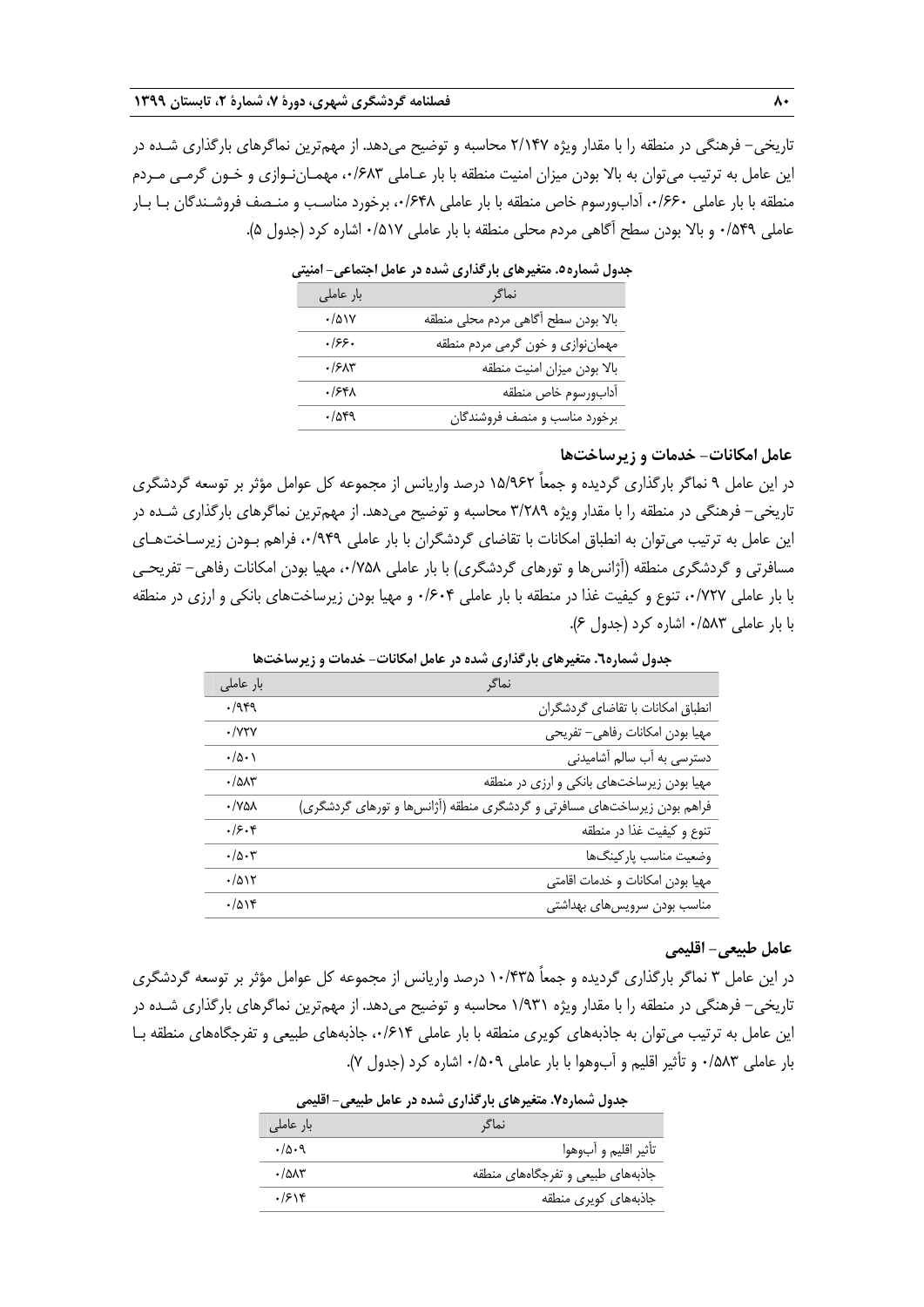تاریخی- فرهنگی در منطقه را با مقدار ویژه ۲/۱۴۷ محاسبه و توضیح می‌دهد. از مهم‌ترین نماگرهای بارگذاری شده در این عامل به ترتیب می‌توان به بالا بودن میزان امنیت منطقه با بار عاملی ۰/۶۸۳، مهمان‌نوازی و خون گرمی مردم منطقه با بار عاملی ۰/۶۶۰، آداب‌ورسوم خاص منطقه با بار عاملی ۰/۶۴۸، برخورد مناسب و منصف فروشندگان با بار عاملی ۰/۵۴۹ و بالا بودن سطح آگاهی مردم محلی منطقه با بار عاملی ۰/۵۱۷ اشاره کرد (جدول ۵).

**جدول شماره۵. متغیرهای بارگذاری شده در عامل اجتماعی- امنیتی**

| نماگر | بار عاملی |
| --- | --- |
| بالا بودن سطح آگاهی مردم محلی منطقه | ۰/۵۱۷ |
| مهمان‌نوازی و خون گرمی مردم منطقه | ۰/۶۶۰ |
| بالا بودن میزان امنیت منطقه | ۰/۶۸۳ |
| آداب‌ورسوم خاص منطقه | ۰/۶۴۸ |
| برخورد مناسب و منصف فروشندگان | ۰/۵۴۹ |

### عامل امکانات- خدمات و زیرساخت‌ها

در این عامل ۹ نماگر بارگذاری گردیده و جمعاً ۱۵/۹۶۲ درصد واریانس از مجموعه کل عوامل مؤثر بر توسعه گردشگری تاریخی- فرهنگی در منطقه را با مقدار ویژه ۳/۲۸۹ محاسبه و توضیح می‌دهد. از مهم‌ترین نماگرهای بارگذاری شده در این عامل به ترتیب می‌توان به انطباق امکانات با تقاضای گردشگران با بار عاملی ۰/۹۴۹، فراهم بودن زیرساخت‌های مسافرتی و گردشگری منطقه (آژانس‌ها و تورهای گردشگری) با بار عاملی ۰/۷۵۸، مهیا بودن امکانات رفاهی- تفریحی با بار عاملی ۰/۷۲۷، تنوع و کیفیت غذا در منطقه با بار عاملی ۰/۶۰۴ و مهیا بودن زیرساخت‌های بانکی و ارزی در منطقه با بار عاملی ۰/۵۸۳ اشاره کرد (جدول ۶).

**جدول شماره٦. متغیرهای بارگذاری شده در عامل امکانات- خدمات و زیرساخت‌ها**

| نماگر | بار عاملی |
| --- | --- |
| انطباق امکانات با تقاضای گردشگران | ۰/۹۴۹ |
| مهیا بودن امکانات رفاهی- تفریحی | ۰/۷۲۷ |
| دسترسی به آب سالم آشامیدنی | ۰/۵۰۱ |
| مهیا بودن زیرساخت‌های بانکی و ارزی در منطقه | ۰/۵۸۳ |
| فراهم بودن زیرساخت‌های مسافرتی و گردشگری منطقه (آژانس‌ها و تورهای گردشگری) | ۰/۷۵۸ |
| تنوع و کیفیت غذا در منطقه | ۰/۶۰۴ |
| وضعیت مناسب پارکینگ‌ها | ۰/۵۰۳ |
| مهیا بودن امکانات و خدمات اقامتی | ۰/۵۱۲ |
| مناسب بودن سرویس‌های بهداشتی | ۰/۵۱۴ |

### عامل طبیعی- اقلیمی

در این عامل ۳ نماگر بارگذاری گردیده و جمعاً ۱۰/۴۳۵ درصد واریانس از مجموعه کل عوامل مؤثر بر توسعه گردشگری تاریخی- فرهنگی در منطقه را با مقدار ویژه ۱/۹۳۱ محاسبه و توضیح می‌دهد. از مهم‌ترین نماگرهای بارگذاری شده در این عامل به ترتیب می‌توان به جاذبه‌های کویری منطقه با بار عاملی ۰/۶۱۴، جاذبه‌های طبیعی و تفرجگاه‌های منطقه با بار عاملی ۰/۵۸۳ و تأثیر اقلیم و آب‌وهوا با بار عاملی ۰/۵۰۹ اشاره کرد (جدول ۷).

**جدول شماره۷. متغیرهای بارگذاری شده در عامل طبیعی- اقلیمی**

| نماگر | بار عاملی |
| --- | --- |
| تأثیر اقلیم و آب‌وهوا | ۰/۵۰۹ |
| جاذبه‌های طبیعی و تفرجگاه‌های منطقه | ۰/۵۸۳ |
| جاذبه‌های کویری منطقه | ۰/۶۱۴ |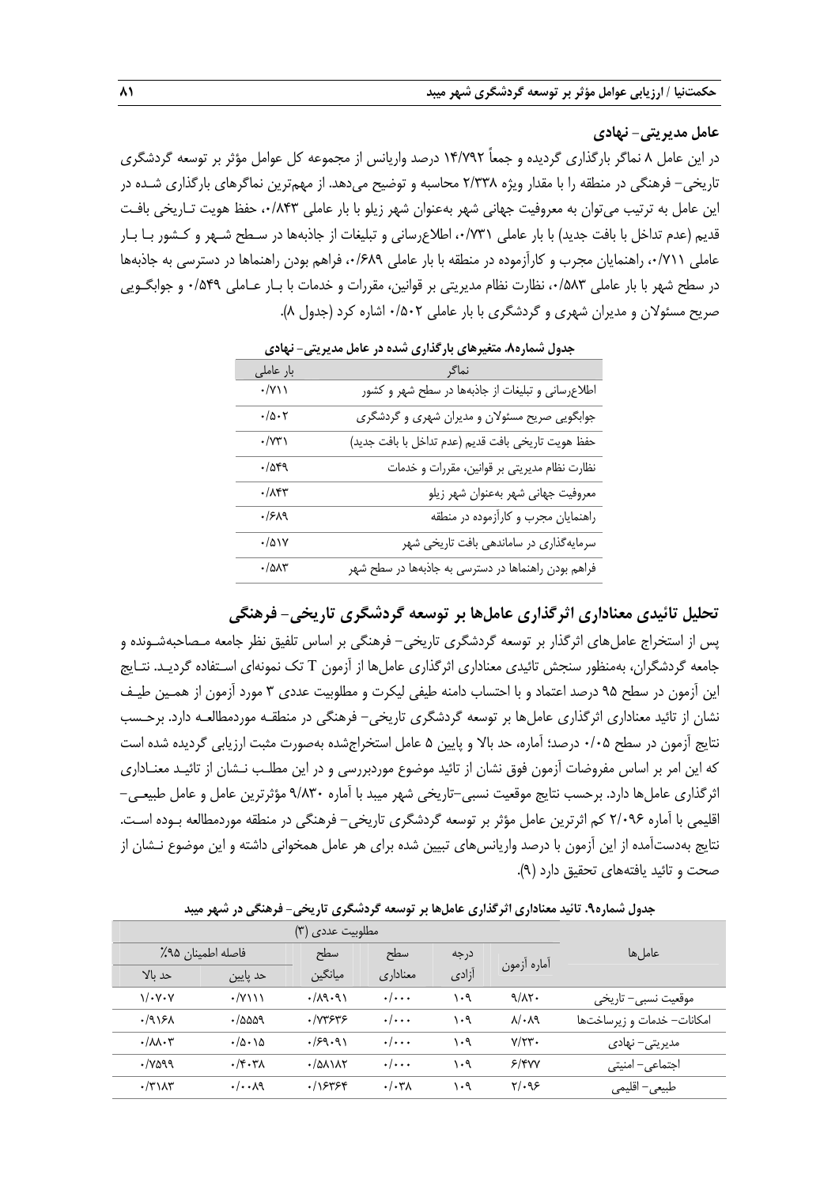### عامل مدیریتی- نهادی

در این عامل ۸ نماگر بارگذاری گردیده و جمعاً ۱۴/۷۹۲ درصد واریانس از مجموعه کل عوامل مؤثر بر توسعه گردشگری تاریخی- فرهنگی در منطقه را با مقدار ویژه ۲/۳۳۸ محاسبه و توضیح می‌دهد. از مهم‌ترین نماگرهای بارگذاری شده در این عامل به ترتیب می‌توان به معروفیت جهانی شهر به‌عنوان شهر زیلو با بار عاملی ۰/۸۴۳، حفظ هویت تاریخی بافت قدیم (عدم تداخل با بافت جدید) با بار عاملی ۰/۷۳۱، اطلاع‌رسانی و تبلیغات از جاذبه‌ها در سطح شهر و کشور با بار عاملی ۰/۷۱۱، راهنمایان مجرب و کارآزموده در منطقه با بار عاملی ۰/۶۸۹، فراهم بودن راهنماها در دسترسی به جاذبه‌ها در سطح شهر با بار عاملی ۰/۵۸۳، نظارت نظام مدیریتی بر قوانین، مقررات و خدمات با بار عاملی ۰/۵۴۹ و جوابگویی صریح مسئولان و مدیران شهری و گردشگری با بار عاملی ۰/۵۰۲ اشاره کرد (جدول ۸).

**جدول شماره۸. متغیرهای بارگذاری شده در عامل مدیریتی- نهادی**

| نماگر | بار عاملی |
|---|---|
| اطلاع‌رسانی و تبلیغات از جاذبه‌ها در سطح شهر و کشور | ۰/۷۱۱ |
| جوابگویی صریح مسئولان و مدیران شهری و گردشگری | ۰/۵۰۲ |
| حفظ هویت تاریخی بافت قدیم (عدم تداخل با بافت جدید) | ۰/۷۳۱ |
| نظارت نظام مدیریتی بر قوانین، مقررات و خدمات | ۰/۵۴۹ |
| معروفیت جهانی شهر به‌عنوان شهر زیلو | ۰/۸۴۳ |
| راهنمایان مجرب و کارآزموده در منطقه | ۰/۶۸۹ |
| سرمایه‌گذاری در ساماندهی بافت تاریخی شهر | ۰/۵۱۷ |
| فراهم بودن راهنماها در دسترسی به جاذبه‌ها در سطح شهر | ۰/۵۸۳ |

## تحلیل تائیدی معناداری اثرگذاری عامل‌ها بر توسعه گردشگری تاریخی- فرهنگی

پس از استخراج عامل‌های اثرگذار بر توسعه گردشگری تاریخی- فرهنگی بر اساس تلفیق نظر جامعه مصاحبه‌شونده و جامعه گردشگران، به‌منظور سنجش تائیدی معناداری اثرگذاری عامل‌ها از آزمون T تک نمونه‌ای استفاده گردید. نتایج این آزمون در سطح ۹۵ درصد اعتماد و با احتساب دامنه طیفی لیکرت و مطلوبیت عددی ۳ مورد آزمون از همین طیف نشان از تائید معناداری اثرگذاری عامل‌ها بر توسعه گردشگری تاریخی- فرهنگی در منطقه موردمطالعه دارد. برحسب نتایج آزمون در سطح ۰/۰۵ درصد؛ آماره، حد بالا و پایین ۵ عامل استخراج‌شده به‌صورت مثبت ارزیابی گردیده شده است که این امر بر اساس مفروضات آزمون فوق نشان از تائید موضوع موردبررسی و در این مطلب نشان از تائید معناداری اثرگذاری عامل‌ها دارد. برحسب نتایج موقعیت نسبی-تاریخی شهر میبد با آماره ۹/۸۳۰ مؤثرترین عامل و عامل طبیعی- اقلیمی با آماره ۲/۰۹۶ کم اثرترین عامل مؤثر بر توسعه گردشگری تاریخی- فرهنگی در منطقه موردمطالعه بوده است. نتایج به‌دست‌آمده از این آزمون با درصد واریانس‌های تبیین شده برای هر عامل همخوانی داشته و این موضوع نشان از صحت و تائید یافته‌های تحقیق دارد (۹).

**جدول شماره۹. تائید معناداری اثرگذاری عامل‌ها بر توسعه گردشگری تاریخی- فرهنگی در شهر میبد**

| عامل‌ها | مطلوبیت عددی (۳) | | | | | |
|---|---|---|---|---|---|---|
| | آماره آزمون | درجه آزادی | سطح معناداری | سطح میانگین | فاصله اطمینان ۹۵٪ | |
| | | | | | حد پایین | حد بالا |
| موقعیت نسبی- تاریخی | ۹/۸۳۰ | ۱۰۹ | ۰/۰۰۰ | ۰/۸۹۰۹۱ | ۰/۷۱۱۱ | ۱/۰۷۰۷ |
| امکانات- خدمات و زیرساخت‌ها | ۸/۰۸۹ | ۱۰۹ | ۰/۰۰۰ | ۰/۷۳۶۳۶ | ۰/۵۵۵۹ | ۰/۹۱۶۸ |
| مدیریتی- نهادی | ۷/۲۳۰ | ۱۰۹ | ۰/۰۰۰ | ۰/۶۹۰۹۱ | ۰/۵۰۱۵ | ۰/۸۸۰۳ |
| اجتماعی- امنیتی | ۶/۴۷۷ | ۱۰۹ | ۰/۰۰۰ | ۰/۵۸۱۸۲ | ۰/۴۰۳۸ | ۰/۷۵۹۹ |
| طبیعی- اقلیمی | ۲/۰۹۶ | ۱۰۹ | ۰/۰۳۸ | ۰/۱۶۳۶۴ | ۰/۰۰۸۹ | ۰/۳۱۸۳ |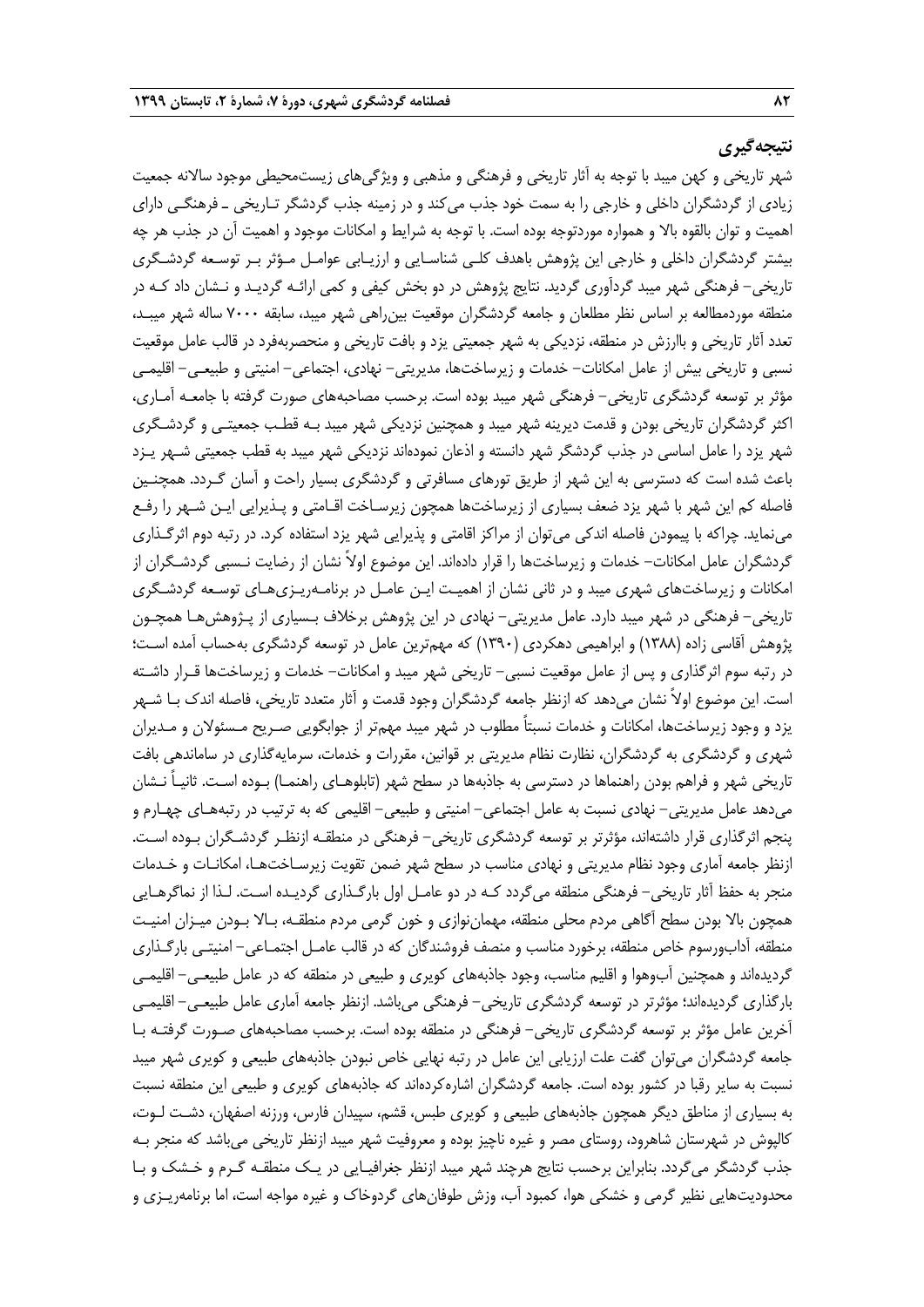## نتیجه‌گیری

شهر تاریخی و کهن میبد با توجه به آثار تاریخی و فرهنگی و مذهبی و ویژگی‌های زیست‌محیطی موجود سالانه جمعیت زیادی از گردشگران داخلی و خارجی را به سمت خود جذب می‌کند و در زمینه جذب گردشگر تـاریخی ـ فرهنگـی دارای اهمیت و توان بالقوه بالا و همواره موردتوجه بوده است. با توجه به شرایط و امکانات موجود و اهمیت آن در جذب هر چه بیشتر گردشگران داخلی و خارجی این پژوهش باهدف کلـی شناسـایی و ارزیـابی عوامـل مـؤثر بـر توسـعه گردشـگری تاریخی- فرهنگی شهر میبد گردآوری گردید. نتایج پژوهش در دو بخش کیفی و کمی ارائـه گردیـد و نـشان داد کـه در منطقه موردمطالعه بر اساس نظر مطلعان و جامعه گردشگران موقعیت بین‌راهی شهر میبد، سابقه ۷۰۰۰ ساله شهر میبـد، تعدد آثار تاریخی و باارزش در منطقه، نزدیکی به شهر جمعیتی یزد و بافت تاریخی و منحصربه‌فرد در قالب عامل موقعیت نسبی و تاریخی بیش از عامل امکانات- خدمات و زیرساخت‌ها، مدیریتی- نهادی، اجتماعی- امنیتی و طبیعـی- اقلیمـی مؤثر بر توسعه گردشگری تاریخی- فرهنگی شهر میبد بوده است. برحسب مصاحبه‌های صورت گرفته با جامعـه آمـاری، اکثر گردشگران تاریخی بودن و قدمت دیرینه شهر میبد و همچنین نزدیکی شهر میبد بـه قطـب جمعیتـی و گردشـگری شهر یزد را عامل اساسی در جذب گردشگر شهر دانسته و اذعان نموده‌اند نزدیکی شهر میبد به قطب جمعیتی شـهر یـزد باعث شده است که دسترسی به این شهر از طریق تورهای مسافرتی و گردشگری بسیار راحت و آسان گـردد. همچنـین فاصله کم این شهر با شهر یزد ضعف بسیاری از زیرساخت‌ها همچون زیرسـاخت اقـامتی و پـذیرایی ایـن شـهر را رفـع می‌نماید. چراکه با پیمودن فاصله اندکی می‌توان از مراکز اقامتی و پذیرایی شهر یزد استفاده کرد. در رتبه دوم اثرگـذاری گردشگران عامل امکانات- خدمات و زیرساخت‌ها را قرار داده‌اند. این موضوع اولاً نشان از رضایت نـسبی گردشـگران از امکانات و زیرساخت‌های شهری میبد و در ثانی نشان از اهمیـت ایـن عامـل در برنامـه‌ریـزی‌هـای توسـعه گردشـگری تاریخی- فرهنگی در شهر میبد دارد. عامل مدیریتی- نهادی در این پژوهش برخلاف بـسیاری از پـژوهش‌هـا همچـون پژوهش آقاسی زاده (۱۳۸۸) و ابراهیمی دهکردی (۱۳۹۰) که مهم‌ترین عامل در توسعه گردشگری به‌حساب آمده اسـت؛ در رتبه سوم اثرگذاری و پس از عامل موقعیت نسبی- تاریخی شهر میبد و امکانات- خدمات و زیرساخت‌ها قـرار داشـته است. این موضوع اولاً نشان می‌دهد که ازنظر جامعه گردشگران وجود قدمت و آثار متعدد تاریخی، فاصله اندک بـا شـهر یزد و وجود زیرساخت‌ها، امکانات و خدمات نسبتاً مطلوب در شهر میبد مهم‌تر از جوابگویی صـریح مـسئولان و مـدیران شهری و گردشگری به گردشگران، نظارت نظام مدیریتی بر قوانین، مقررات و خدمات، سرمایه‌گذاری در ساماندهی بافت تاریخی شهر و فراهم بودن راهنماها در دسترسی به جاذبه‌ها در سطح شهر (تابلوهـای راهنمـا) بـوده اسـت. ثانیـاً نـشان می‌دهد عامل مدیریتی- نهادی نسبت به عامل اجتماعی- امنیتی و طبیعی- اقلیمی که به ترتیب در رتبه‌هـای چهـارم و پنجم اثرگذاری قرار داشته‌اند، مؤثرتر بر توسعه گردشگری تاریخی- فرهنگی در منطقـه ازنظـر گردشـگران بـوده اسـت. ازنظر جامعه آماری وجود نظام مدیریتی و نهادی مناسب در سطح شهر ضمن تقویت زیرسـاخت‌هـا، امکانـات و خـدمات منجر به حفظ آثار تاریخی- فرهنگی منطقه می‌گردد کـه در دو عامـل اول بارگـذاری گردیـده اسـت. لـذا از نماگرهـایی همچون بالا بودن سطح آگاهی مردم محلی منطقه، مهمان‌نوازی و خون گرمی مردم منطقـه، بـالا بـودن میـزان امنیـت منطقه، آداب‌ورسوم خاص منطقه، برخورد مناسب و منصف فروشندگان که در قالب عامـل اجتمـاعی- امنیتـی بارگـذاری گردیده‌اند و همچنین آب‌وهوا و اقلیم مناسب، وجود جاذبه‌های کویری و طبیعی در منطقه که در عامل طبیعـی- اقلیمـی بارگذاری گردیده‌اند؛ مؤثرتر در توسعه گردشگری تاریخی- فرهنگی می‌باشد. ازنظر جامعه آماری عامل طبیعـی- اقلیمـی آخرین عامل مؤثر بر توسعه گردشگری تاریخی- فرهنگی در منطقه بوده است. برحسب مصاحبه‌های صـورت گرفتـه بـا جامعه گردشگران می‌توان گفت علت ارزیابی این عامل در رتبه نهایی خاص نبودن جاذبه‌های طبیعی و کویری شهر میبد نسبت به سایر رقبا در کشور بوده است. جامعه گردشگران اشاره‌کرده‌اند که جاذبه‌های کویری و طبیعی این منطقه نسبت به بسیاری از مناطق دیگر همچون جاذبه‌های طبیعی و کویری طبس، قشم، سپیدان فارس، ورزنه اصفهان، دشـت لـوت، کالپوش در شهرستان شاهرود، روستای مصر و غیره ناچیز بوده و معروفیت شهر میبد ازنظر تاریخی می‌باشد که منجر بـه جذب گردشگر می‌گردد. بنابراین برحسب نتایج هرچند شهر میبد ازنظر جغرافیـایی در یـک منطقـه گـرم و خـشک و بـا محدودیت‌هایی نظیر گرمی و خشکی هوا، کمبود آب، وزش طوفان‌های گردوخاک و غیره مواجه است، اما برنامه‌ریـزی و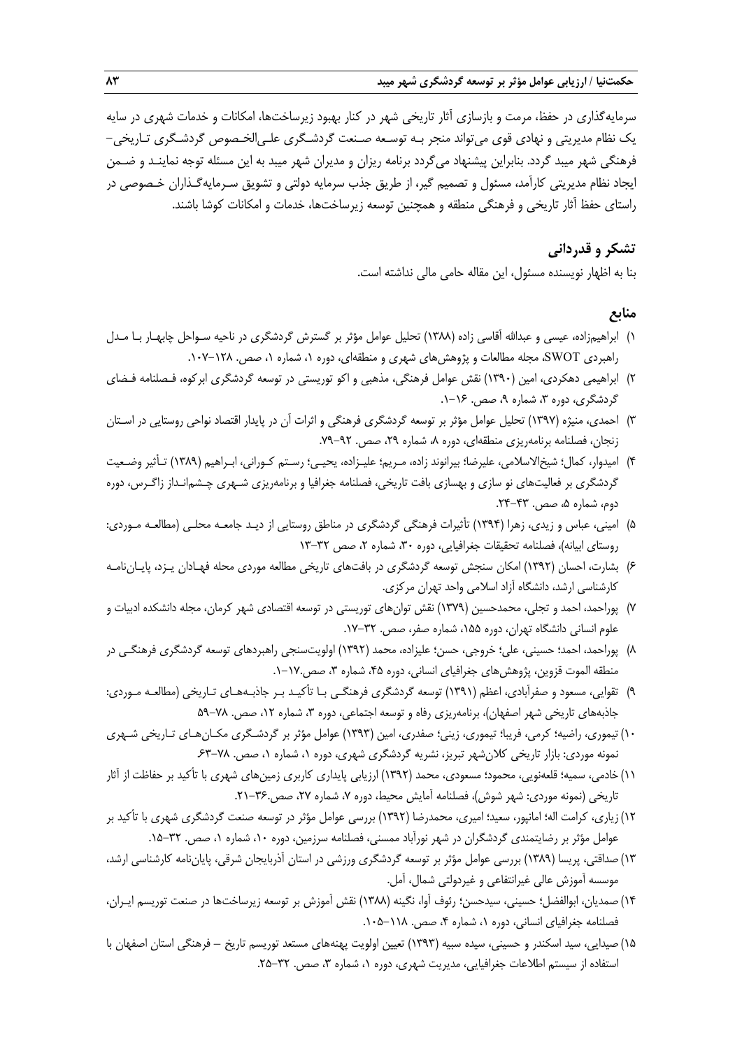سرمایه‌گذاری در حفظ، مرمت و بازسازی آثار تاریخی شهر در کنار بهبود زیرساخت‌ها، امکانات و خدمات شهری در سایه یک نظام مدیریتی و نهادی قوی می‌تواند منجر بـه توسـعه صـنعت گردشـگری علـی‌الخـصوص گردشـگری تـاریخی- فرهنگی شهر میبد گردد. بنابراین پیشنهاد می‌گردد برنامه ریزان و مدیران شهر میبد به این مسئله توجه نماینـد و ضـمن ایجاد نظام مدیریتی کارآمد، مسئول و تصمیم گیر، از طریق جذب سرمایه دولتی و تشویق سـرمایه‌گـذاران خـصوصی در راستای حفظ آثار تاریخی و فرهنگی منطقه و همچنین توسعه زیرساخت‌ها، خدمات و امکانات کوشا باشند.

## تشکر و قدردانی

بنا به اظهار نویسنده مسئول، این مقاله حامی مالی نداشته است.

## منابع

۱) ابراهیم‌زاده، عیسی و عبدالله آقاسی زاده (۱۳۸۸) تحلیل عوامل مؤثر بر گسترش گردشگری در ناحیه سـواحل چابهـار بـا مـدل راهبردی SWOT، مجله مطالعات و پژوهش‌های شهری و منطقه‌ای، دوره ۱، شماره ۱، صص. ۱۲۸-۱۰۷.

۲) ابراهیمی دهکردی، امین (۱۳۹۰) نقش عوامل فرهنگی، مذهبی و اکو توریستی در توسعه گردشگری ابرکوه، فـصلنامه فـضای گردشگری، دوره ۳، شماره ۹، صص. ۱۶-۱.

۳) احمدی، منیژه (۱۳۹۷) تحلیل عوامل مؤثر بر توسعه گردشگری فرهنگی و اثرات آن در پایدار اقتصاد نواحی روستایی در اسـتان زنجان، فصلنامه برنامه‌ریزی منطقه‌ای، دوره ۸، شماره ۲۹، صص. ۹۲-۷۹.

۴) امیدوار، کمال؛ شیخ‌الاسلامی، علیرضا؛ بیرانوند زاده، مـریم؛ علیـزاده، یحیـی؛ رسـتم کـورانی، ابـراهیم (۱۳۸۹) تـأثیر وضـعیت گردشگری بر فعالیت‌های نو سازی و بهسازی بافت تاریخی، فصلنامه جغرافیا و برنامه‌ریزی شـهری چـشم‌انـداز زاگـرس، دوره دوم، شماره ۵، صص. ۴۳-۲۴.

۵) امینی، عباس و زیدی، زهرا (۱۳۹۴) تأثیرات فرهنگی گردشگری در مناطق روستایی از دیـد جامعـه محلـی (مطالعـه مـوردی: روستای ابیانه)، فصلنامه تحقیقات جغرافیایی، دوره ۳۰، شماره ۲، صص ۳۲-۱۳

۶) بشارت، احسان (۱۳۹۲) امکان سنجش توسعه گردشگری در بافت‌های تاریخی مطالعه موردی محله فهـادان یـزد، پایـان‌نامـه کارشناسی ارشد، دانشگاه آزاد اسلامی واحد تهران مرکزی.

۷) پوراحمد، احمد و تجلی، محمدحسین (۱۳۷۹) نقش توان‌های توریستی در توسعه اقتصادی شهر کرمان، مجله دانشکده ادبیات و علوم انسانی دانشگاه تهران، دوره ۱۵۵، شماره صفر، صص. ۳۲-۱۷.

۸) پوراحمد، احمد؛ حسینی، علی؛ خروجی، حسن؛ علیزاده، محمد (۱۳۹۲) اولویت‌سنجی راهبردهای توسعه گردشگری فرهنگـی در منطقه الموت قزوین، پژوهش‌های جغرافیای انسانی، دوره ۴۵، شماره ۳، صص.۱۷-۱.

۹) تقوایی، مسعود و صفرآبادی، اعظم (۱۳۹۱) توسعه گردشگری فرهنگـی بـا تأکیـد بـر جاذبـه‌هـای تـاریخی (مطالعـه مـوردی: جاذبه‌های تاریخی شهر اصفهان)، برنامه‌ریزی رفاه و توسعه اجتماعی، دوره ۳، شماره ۱۲، صص. ۷۸-۵۹

۱۰) تیموری، راضیه؛ کرمی، فریبا؛ تیموری، زینی؛ صفدری، امین (۱۳۹۳) عوامل مؤثر بر گردشـگری مکـان‌هـای تـاریخی شـهری نمونه موردی: بازار تاریخی کلان‌شهر تبریز، نشریه گردشگری شهری، دوره ۱، شماره ۱، صص. ۷۸-۶۳.

۱۱) خادمی، سمیه؛ قلعه‌نویی، محمود؛ مسعودی، محمد (۱۳۹۲) ارزیابی پایداری کاربری زمین‌های شهری با تأکید بر حفاظت از آثار تاریخی (نمونه موردی: شهر شوش)، فصلنامه آمایش محیط، دوره ۷، شماره ۲۷، صص.۳۶-۲۱.

۱۲) زیاری، کرامت اله؛ امانپور، سعید؛ امیری، محمدرضا (۱۳۹۲) بررسی عوامل مؤثر در توسعه صنعت گردشگری شهری با تأکید بر عوامل مؤثر بر رضایتمندی گردشگران در شهر نورآباد ممسنی، فصلنامه سرزمین، دوره ۱۰، شماره ۱، صص. ۳۲-۱۵.

۱۳) صداقتی، پریسا (۱۳۸۹) بررسی عوامل مؤثر بر توسعه گردشگری ورزشی در استان آذربایجان شرقی، پایان‌نامه کارشناسی ارشد، موسسه آموزش عالی غیرانتفاعی و غیردولتی شمال، آمل.

۱۴) صمدیان، ابوالفضل؛ حسینی، سیدحسن؛ رئوف آوا، نگینه (۱۳۸۸) نقش آموزش بر توسعه زیرساخت‌ها در صنعت توریسم ایـران، فصلنامه جغرافیای انسانی، دوره ۱، شماره ۴، صص. ۱۱۸-۱۰۵.

۱۵) صیدایی، سید اسکندر و حسینی، سیده سبیه (۱۳۹۳) تعیین اولویت پهنه‌های مستعد توریسم تاریخ – فرهنگی استان اصفهان با استفاده از سیستم اطلاعات جغرافیایی، مدیریت شهری، دوره ۱، شماره ۳، صص. ۳۲-۲۵.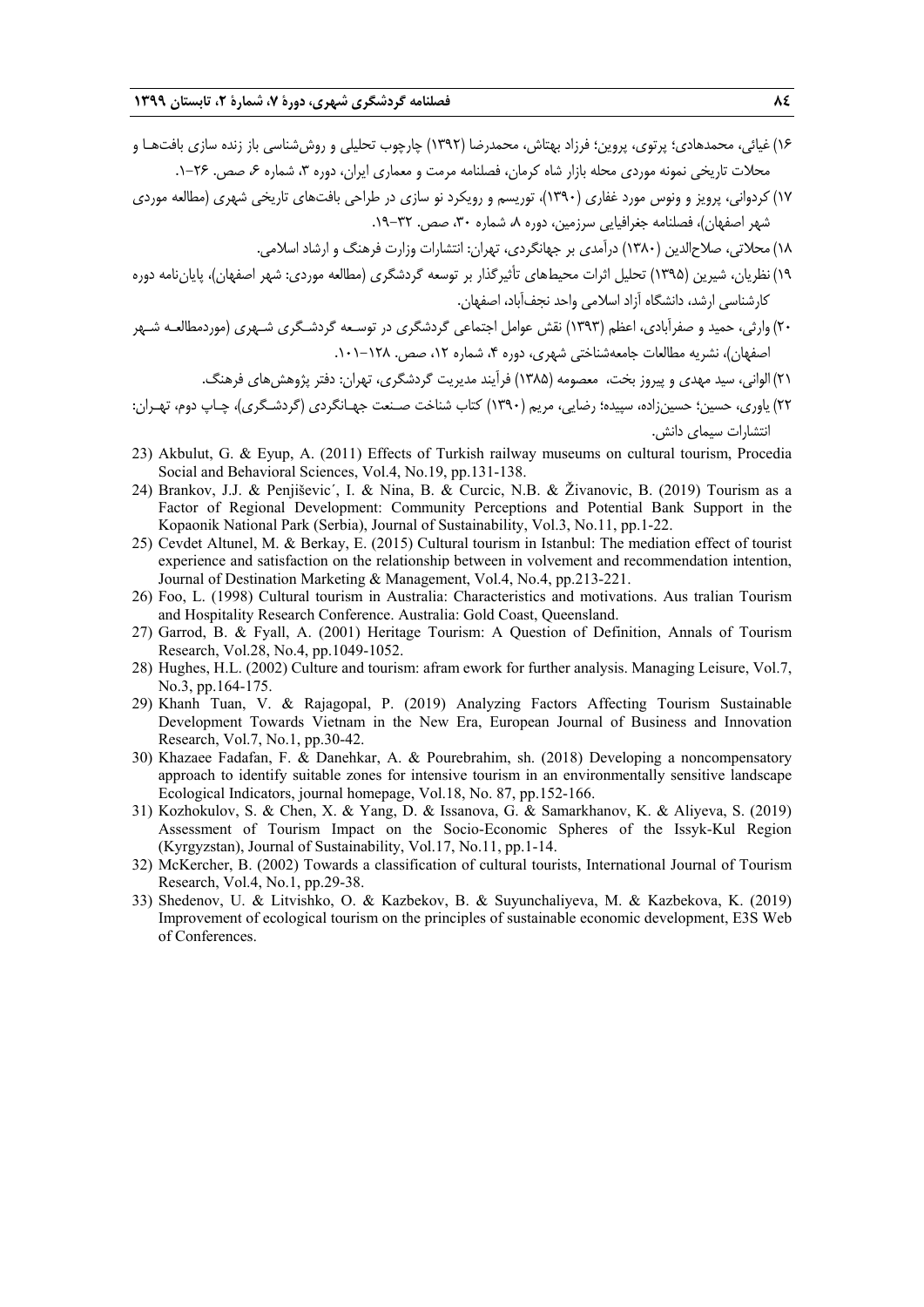۱۶) غیائی، محمدهادی؛ پرتوی، پروین؛ فرزاد بهتاش، محمدرضا (۱۳۹۲) چارچوب تحلیلی و روش‌شناسی باز زنده سازی بافت‌هـا و محلات تاریخی نمونه موردی محله بازار شاه کرمان، فصلنامه مرمت و معماری ایران، دوره ۳، شماره ۶، صص. ۲۶-۱.

۱۷) کردوانی، پرویز و ونوس مورد غفاری (۱۳۹۰)، توریسم و رویکرد نو سازی در طراحی بافت‌های تاریخی شهری (مطالعه موردی شهر اصفهان)، فصلنامه جغرافیایی سرزمین، دوره ۸، شماره ۳۰، صص. ۳۲-۱۹.

۱۸) محلاتی، صلاح‌الدین (۱۳۸۰) درآمدی بر جهانگردی، تهران: انتشارات وزارت فرهنگ و ارشاد اسلامی.

۱۹) نظریان، شیرین (۱۳۹۵) تحلیل اثرات محیط‌های تأثیرگذار بر توسعه گردشگری (مطالعه موردی: شهر اصفهان)، پایان‌نامه دوره کارشناسی ارشد، دانشگاه آزاد اسلامی واحد نجف‌آباد، اصفهان.

۲۰) وارثی، حمید و صفرآبادی، اعظم (۱۳۹۳) نقش عوامل اجتماعی گردشگری در توسـعه گردشـگری شـهری (موردمطالعـه شـهر اصفهان)، نشریه مطالعات جامعه‌شناختی شهری، دوره ۴، شماره ۱۲، صص. ۱۲۸-۱۰۱.

۲۱) الوانی، سید مهدی و پیروز بخت، معصومه (۱۳۸۵) فرآیند مدیریت گردشگری، تهران: دفتر پژوهش‌های فرهنگ.

۲۲) یاوری، حسین؛ حسین‌زاده، سپیده؛ رضایی، مریم (۱۳۹۰) کتاب شناخت صـنعت جهـانگردی (گردشـگری)، چـاپ دوم، تهـران: انتشارات سیمای دانش.

23) Akbulut, G. & Eyup, A. (2011) Effects of Turkish railway museums on cultural tourism, Procedia Social and Behavioral Sciences, Vol.4, No.19, pp.131-138.

24) Brankov, J.J. & Penjiševic´, I. & Nina, B. & Curcic, N.B. & Živanovic, B. (2019) Tourism as a Factor of Regional Development: Community Perceptions and Potential Bank Support in the Kopaonik National Park (Serbia), Journal of Sustainability, Vol.3, No.11, pp.1-22.

25) Cevdet Altunel, M. & Berkay, E. (2015) Cultural tourism in Istanbul: The mediation effect of tourist experience and satisfaction on the relationship between in volvement and recommendation intention, Journal of Destination Marketing & Management, Vol.4, No.4, pp.213-221.

26) Foo, L. (1998) Cultural tourism in Australia: Characteristics and motivations. Aus tralian Tourism and Hospitality Research Conference. Australia: Gold Coast, Queensland.

27) Garrod, B. & Fyall, A. (2001) Heritage Tourism: A Question of Definition, Annals of Tourism Research, Vol.28, No.4, pp.1049-1052.

28) Hughes, H.L. (2002) Culture and tourism: afram ework for further analysis. Managing Leisure, Vol.7, No.3, pp.164-175.

29) Khanh Tuan, V. & Rajagopal, P. (2019) Analyzing Factors Affecting Tourism Sustainable Development Towards Vietnam in the New Era, European Journal of Business and Innovation Research, Vol.7, No.1, pp.30-42.

30) Khazaee Fadafan, F. & Danehkar, A. & Pourebrahim, sh. (2018) Developing a noncompensatory approach to identify suitable zones for intensive tourism in an environmentally sensitive landscape Ecological Indicators, journal homepage, Vol.18, No. 87, pp.152-166.

31) Kozhokulov, S. & Chen, X. & Yang, D. & Issanova, G. & Samarkhanov, K. & Aliyeva, S. (2019) Assessment of Tourism Impact on the Socio-Economic Spheres of the Issyk-Kul Region (Kyrgyzstan), Journal of Sustainability, Vol.17, No.11, pp.1-14.

32) McKercher, B. (2002) Towards a classification of cultural tourists, International Journal of Tourism Research, Vol.4, No.1, pp.29-38.

33) Shedenov, U. & Litvishko, O. & Kazbekov, B. & Suyunchaliyeva, M. & Kazbekova, K. (2019) Improvement of ecological tourism on the principles of sustainable economic development, E3S Web of Conferences.